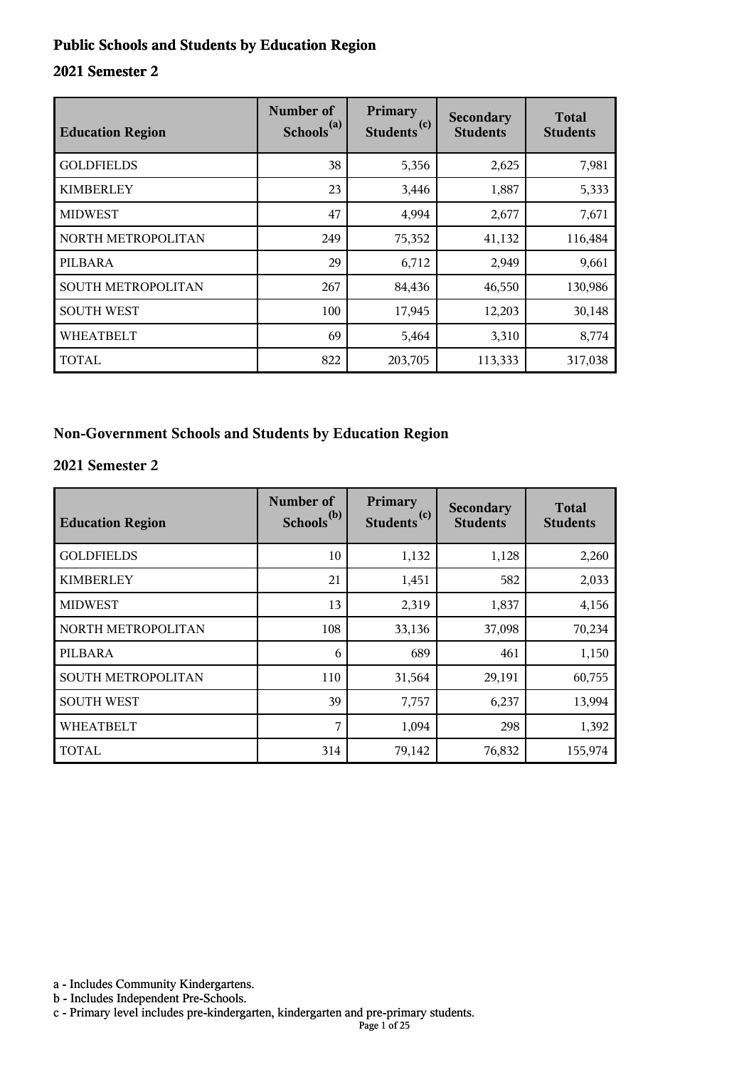## Public Schools and Students by Education Region

### 2021 Semester 2

| Education Region | Number of Schools[a] | Primary Students[c] | Secondary Students | Total Students |
|---|---|---|---|---|
| GOLDFIELDS | 38 | 5,356 | 2,625 | 7,981 |
| KIMBERLEY | 23 | 3,446 | 1,887 | 5,333 |
| MIDWEST | 47 | 4,994 | 2,677 | 7,671 |
| NORTH METROPOLITAN | 249 | 75,352 | 41,132 | 116,484 |
| PILBARA | 29 | 6,712 | 2,949 | 9,661 |
| SOUTH METROPOLITAN | 267 | 84,436 | 46,550 | 130,986 |
| SOUTH WEST | 100 | 17,945 | 12,203 | 30,148 |
| WHEATBELT | 69 | 5,464 | 3,310 | 8,774 |
| TOTAL | 822 | 203,705 | 113,333 | 317,038 |

## Non-Government Schools and Students by Education Region

### 2021 Semester 2

| Education Region | Number of Schools[b] | Primary Students[c] | Secondary Students | Total Students |
|---|---|---|---|---|
| GOLDFIELDS | 10 | 1,132 | 1,128 | 2,260 |
| KIMBERLEY | 21 | 1,451 | 582 | 2,033 |
| MIDWEST | 13 | 2,319 | 1,837 | 4,156 |
| NORTH METROPOLITAN | 108 | 33,136 | 37,098 | 70,234 |
| PILBARA | 6 | 689 | 461 | 1,150 |
| SOUTH METROPOLITAN | 110 | 31,564 | 29,191 | 60,755 |
| SOUTH WEST | 39 | 7,757 | 6,237 | 13,994 |
| WHEATBELT | 7 | 1,094 | 298 | 1,392 |
| TOTAL | 314 | 79,142 | 76,832 | 155,974 |

a - Includes Community Kindergartens.
b - Includes Independent Pre-Schools.
c - Primary level includes pre-kindergarten, kindergarten and pre-primary students.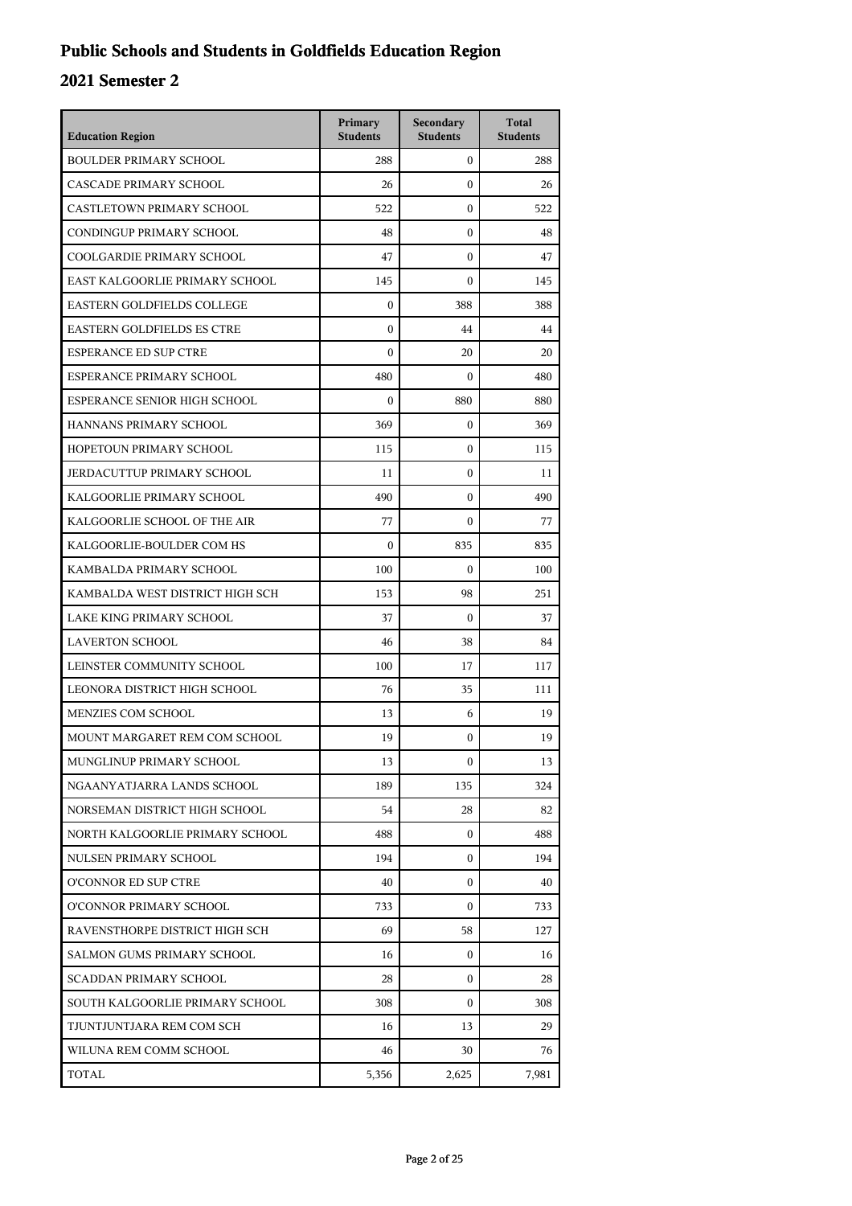# Public Schools and Students in Goldfields Education Region

## 2021 Semester 2

| Education Region | Primary Students | Secondary Students | Total Students |
|---|---|---|---|
| BOULDER PRIMARY SCHOOL | 288 | 0 | 288 |
| CASCADE PRIMARY SCHOOL | 26 | 0 | 26 |
| CASTLETOWN PRIMARY SCHOOL | 522 | 0 | 522 |
| CONDINGUP PRIMARY SCHOOL | 48 | 0 | 48 |
| COOLGARDIE PRIMARY SCHOOL | 47 | 0 | 47 |
| EAST KALGOORLIE PRIMARY SCHOOL | 145 | 0 | 145 |
| EASTERN GOLDFIELDS COLLEGE | 0 | 388 | 388 |
| EASTERN GOLDFIELDS ES CTRE | 0 | 44 | 44 |
| ESPERANCE ED SUP CTRE | 0 | 20 | 20 |
| ESPERANCE PRIMARY SCHOOL | 480 | 0 | 480 |
| ESPERANCE SENIOR HIGH SCHOOL | 0 | 880 | 880 |
| HANNANS PRIMARY SCHOOL | 369 | 0 | 369 |
| HOPETOUN PRIMARY SCHOOL | 115 | 0 | 115 |
| JERDACUTTUP PRIMARY SCHOOL | 11 | 0 | 11 |
| KALGOORLIE PRIMARY SCHOOL | 490 | 0 | 490 |
| KALGOORLIE SCHOOL OF THE AIR | 77 | 0 | 77 |
| KALGOORLIE-BOULDER COM HS | 0 | 835 | 835 |
| KAMBALDA PRIMARY SCHOOL | 100 | 0 | 100 |
| KAMBALDA WEST DISTRICT HIGH SCH | 153 | 98 | 251 |
| LAKE KING PRIMARY SCHOOL | 37 | 0 | 37 |
| LAVERTON SCHOOL | 46 | 38 | 84 |
| LEINSTER COMMUNITY SCHOOL | 100 | 17 | 117 |
| LEONORA DISTRICT HIGH SCHOOL | 76 | 35 | 111 |
| MENZIES COM SCHOOL | 13 | 6 | 19 |
| MOUNT MARGARET REM COM SCHOOL | 19 | 0 | 19 |
| MUNGLINUP PRIMARY SCHOOL | 13 | 0 | 13 |
| NGAANYATJARRA LANDS SCHOOL | 189 | 135 | 324 |
| NORSEMAN DISTRICT HIGH SCHOOL | 54 | 28 | 82 |
| NORTH KALGOORLIE PRIMARY SCHOOL | 488 | 0 | 488 |
| NULSEN PRIMARY SCHOOL | 194 | 0 | 194 |
| O'CONNOR ED SUP CTRE | 40 | 0 | 40 |
| O'CONNOR PRIMARY SCHOOL | 733 | 0 | 733 |
| RAVENSTHORPE DISTRICT HIGH SCH | 69 | 58 | 127 |
| SALMON GUMS PRIMARY SCHOOL | 16 | 0 | 16 |
| SCADDAN PRIMARY SCHOOL | 28 | 0 | 28 |
| SOUTH KALGOORLIE PRIMARY SCHOOL | 308 | 0 | 308 |
| TJUNTJUNTJARA REM COM SCH | 16 | 13 | 29 |
| WILUNA REM COMM SCHOOL | 46 | 30 | 76 |
| TOTAL | 5,356 | 2,625 | 7,981 |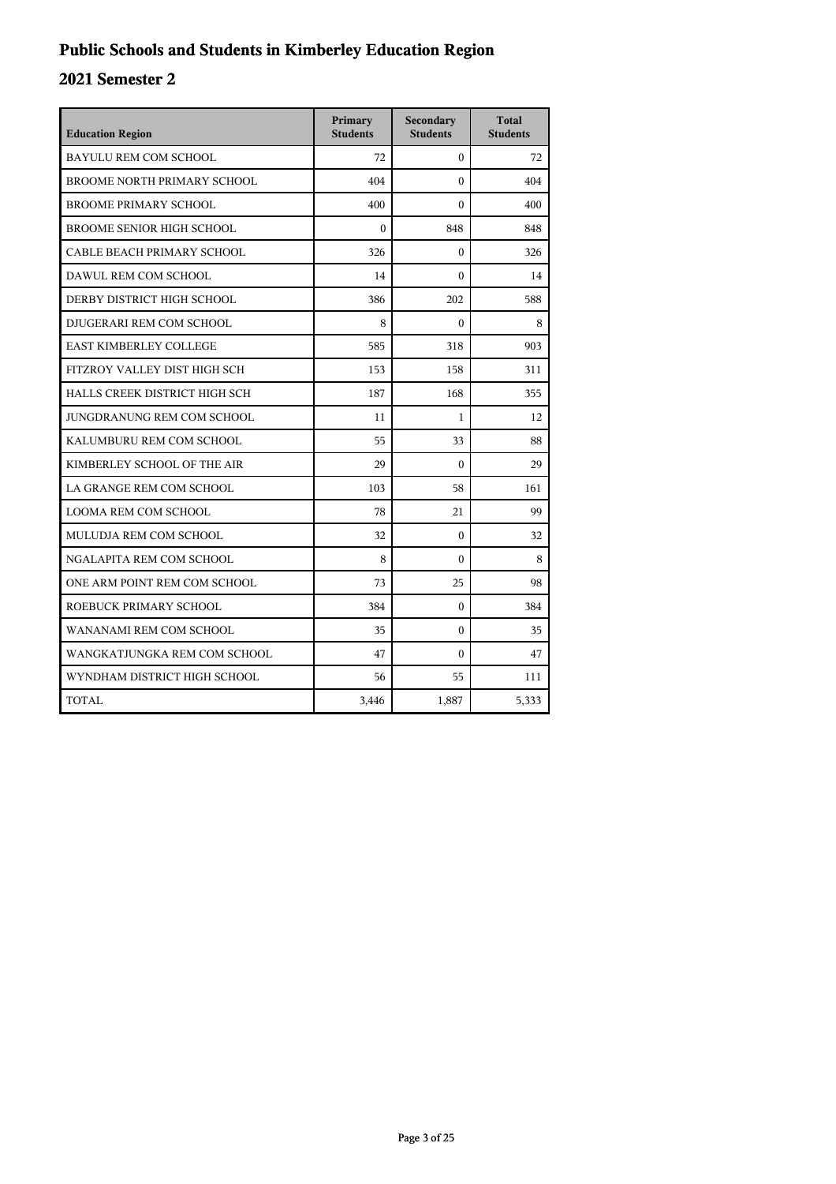# Public Schools and Students in Kimberley Education Region

## 2021 Semester 2

| Education Region | Primary Students | Secondary Students | Total Students |
|---|---|---|---|
| BAYULU REM COM SCHOOL | 72 | 0 | 72 |
| BROOME NORTH PRIMARY SCHOOL | 404 | 0 | 404 |
| BROOME PRIMARY SCHOOL | 400 | 0 | 400 |
| BROOME SENIOR HIGH SCHOOL | 0 | 848 | 848 |
| CABLE BEACH PRIMARY SCHOOL | 326 | 0 | 326 |
| DAWUL REM COM SCHOOL | 14 | 0 | 14 |
| DERBY DISTRICT HIGH SCHOOL | 386 | 202 | 588 |
| DJUGERARI REM COM SCHOOL | 8 | 0 | 8 |
| EAST KIMBERLEY COLLEGE | 585 | 318 | 903 |
| FITZROY VALLEY DIST HIGH SCH | 153 | 158 | 311 |
| HALLS CREEK DISTRICT HIGH SCH | 187 | 168 | 355 |
| JUNGDRANUNG REM COM SCHOOL | 11 | 1 | 12 |
| KALUMBURU REM COM SCHOOL | 55 | 33 | 88 |
| KIMBERLEY SCHOOL OF THE AIR | 29 | 0 | 29 |
| LA GRANGE REM COM SCHOOL | 103 | 58 | 161 |
| LOOMA REM COM SCHOOL | 78 | 21 | 99 |
| MULUDJA REM COM SCHOOL | 32 | 0 | 32 |
| NGALAPITA REM COM SCHOOL | 8 | 0 | 8 |
| ONE ARM POINT REM COM SCHOOL | 73 | 25 | 98 |
| ROEBUCK PRIMARY SCHOOL | 384 | 0 | 384 |
| WANANAMI REM COM SCHOOL | 35 | 0 | 35 |
| WANGKATJUNGKA REM COM SCHOOL | 47 | 0 | 47 |
| WYNDHAM DISTRICT HIGH SCHOOL | 56 | 55 | 111 |
| TOTAL | 3,446 | 1,887 | 5,333 |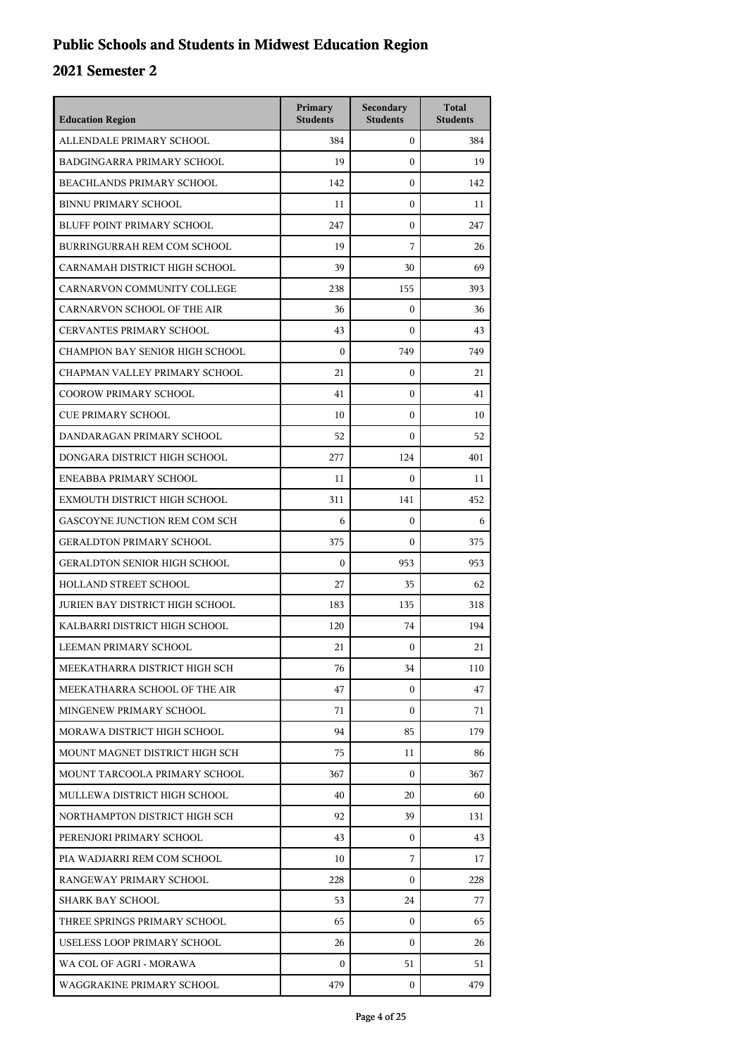# Public Schools and Students in Midwest Education Region

## 2021 Semester 2

| Education Region | Primary Students | Secondary Students | Total Students |
|---|---|---|---|
| ALLENDALE PRIMARY SCHOOL | 384 | 0 | 384 |
| BADGINGARRA PRIMARY SCHOOL | 19 | 0 | 19 |
| BEACHLANDS PRIMARY SCHOOL | 142 | 0 | 142 |
| BINNU PRIMARY SCHOOL | 11 | 0 | 11 |
| BLUFF POINT PRIMARY SCHOOL | 247 | 0 | 247 |
| BURRINGURRAH REM COM SCHOOL | 19 | 7 | 26 |
| CARNAMAH DISTRICT HIGH SCHOOL | 39 | 30 | 69 |
| CARNARVON COMMUNITY COLLEGE | 238 | 155 | 393 |
| CARNARVON SCHOOL OF THE AIR | 36 | 0 | 36 |
| CERVANTES PRIMARY SCHOOL | 43 | 0 | 43 |
| CHAMPION BAY SENIOR HIGH SCHOOL | 0 | 749 | 749 |
| CHAPMAN VALLEY PRIMARY SCHOOL | 21 | 0 | 21 |
| COOROW PRIMARY SCHOOL | 41 | 0 | 41 |
| CUE PRIMARY SCHOOL | 10 | 0 | 10 |
| DANDARAGAN PRIMARY SCHOOL | 52 | 0 | 52 |
| DONGARA DISTRICT HIGH SCHOOL | 277 | 124 | 401 |
| ENEABBA PRIMARY SCHOOL | 11 | 0 | 11 |
| EXMOUTH DISTRICT HIGH SCHOOL | 311 | 141 | 452 |
| GASCOYNE JUNCTION REM COM SCH | 6 | 0 | 6 |
| GERALDTON PRIMARY SCHOOL | 375 | 0 | 375 |
| GERALDTON SENIOR HIGH SCHOOL | 0 | 953 | 953 |
| HOLLAND STREET SCHOOL | 27 | 35 | 62 |
| JURIEN BAY DISTRICT HIGH SCHOOL | 183 | 135 | 318 |
| KALBARRI DISTRICT HIGH SCHOOL | 120 | 74 | 194 |
| LEEMAN PRIMARY SCHOOL | 21 | 0 | 21 |
| MEEKATHARRA DISTRICT HIGH SCH | 76 | 34 | 110 |
| MEEKATHARRA SCHOOL OF THE AIR | 47 | 0 | 47 |
| MINGENEW PRIMARY SCHOOL | 71 | 0 | 71 |
| MORAWA DISTRICT HIGH SCHOOL | 94 | 85 | 179 |
| MOUNT MAGNET DISTRICT HIGH SCH | 75 | 11 | 86 |
| MOUNT TARCOOLA PRIMARY SCHOOL | 367 | 0 | 367 |
| MULLEWA DISTRICT HIGH SCHOOL | 40 | 20 | 60 |
| NORTHAMPTON DISTRICT HIGH SCH | 92 | 39 | 131 |
| PERENJORI PRIMARY SCHOOL | 43 | 0 | 43 |
| PIA WADJARRI REM COM SCHOOL | 10 | 7 | 17 |
| RANGEWAY PRIMARY SCHOOL | 228 | 0 | 228 |
| SHARK BAY SCHOOL | 53 | 24 | 77 |
| THREE SPRINGS PRIMARY SCHOOL | 65 | 0 | 65 |
| USELESS LOOP PRIMARY SCHOOL | 26 | 0 | 26 |
| WA COL OF AGRI - MORAWA | 0 | 51 | 51 |
| WAGGRAKINE PRIMARY SCHOOL | 479 | 0 | 479 |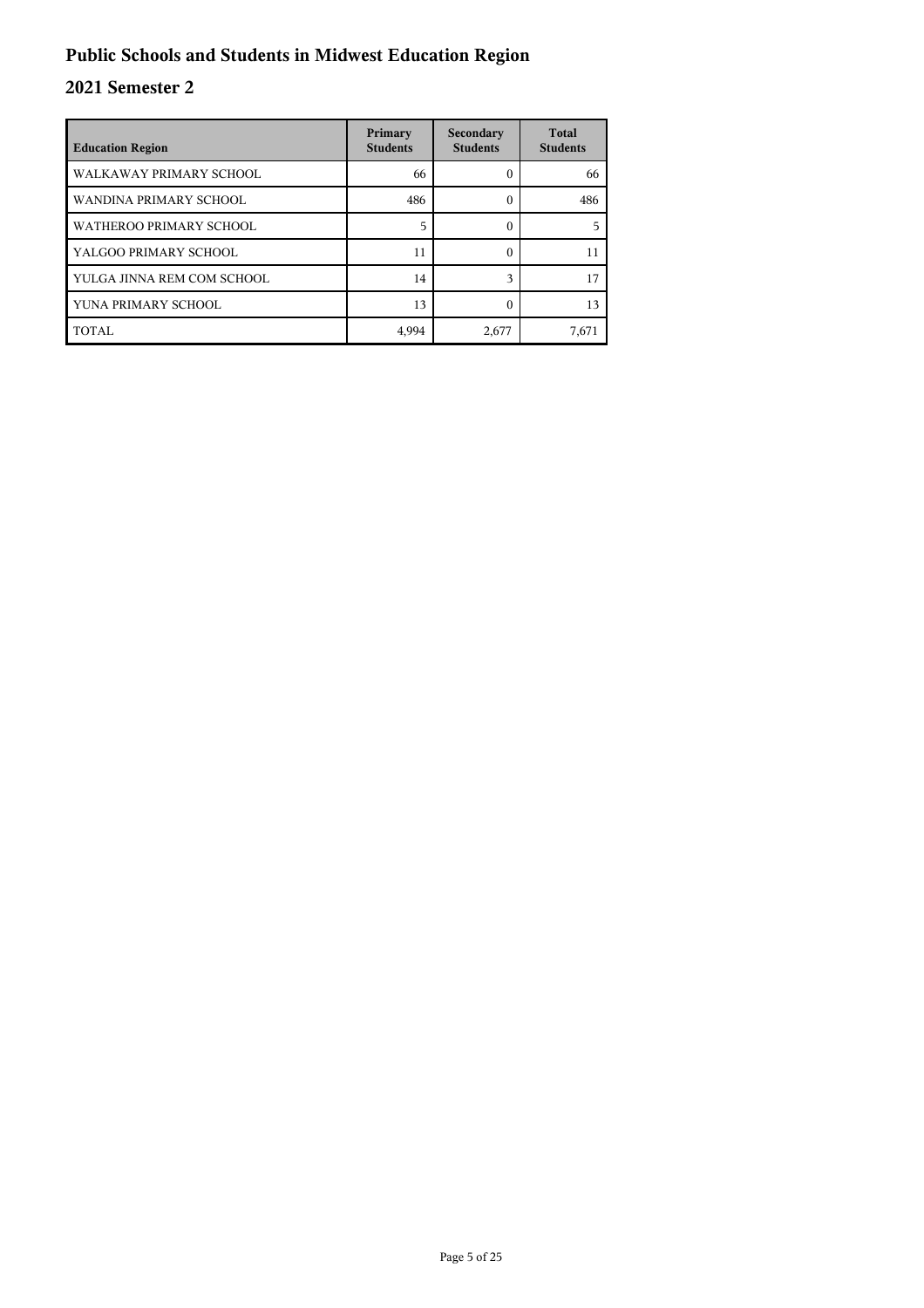# Public Schools and Students in Midwest Education Region

## 2021 Semester 2

| Education Region | Primary Students | Secondary Students | Total Students |
|---|---|---|---|
| WALKAWAY PRIMARY SCHOOL | 66 | 0 | 66 |
| WANDINA PRIMARY SCHOOL | 486 | 0 | 486 |
| WATHEROO PRIMARY SCHOOL | 5 | 0 | 5 |
| YALGOO PRIMARY SCHOOL | 11 | 0 | 11 |
| YULGA JINNA REM COM SCHOOL | 14 | 3 | 17 |
| YUNA PRIMARY SCHOOL | 13 | 0 | 13 |
| TOTAL | 4,994 | 2,677 | 7,671 |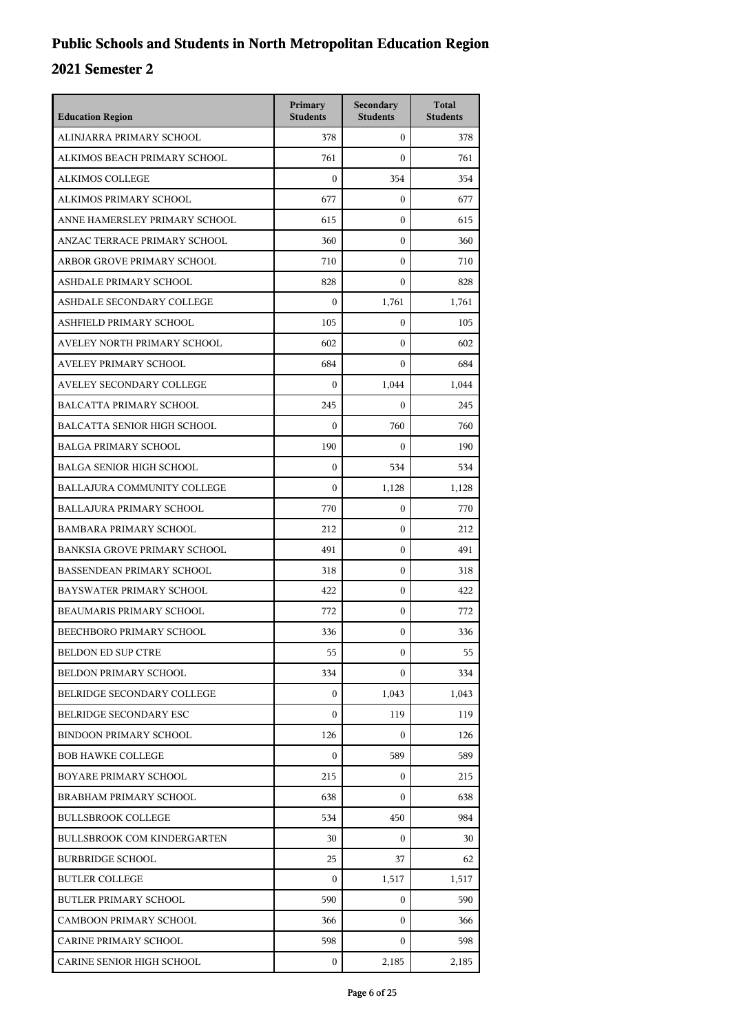# Public Schools and Students in North Metropolitan Education Region

## 2021 Semester 2

| Education Region | Primary Students | Secondary Students | Total Students |
|---|---|---|---|
| ALINJARRA PRIMARY SCHOOL | 378 | 0 | 378 |
| ALKIMOS BEACH PRIMARY SCHOOL | 761 | 0 | 761 |
| ALKIMOS COLLEGE | 0 | 354 | 354 |
| ALKIMOS PRIMARY SCHOOL | 677 | 0 | 677 |
| ANNE HAMERSLEY PRIMARY SCHOOL | 615 | 0 | 615 |
| ANZAC TERRACE PRIMARY SCHOOL | 360 | 0 | 360 |
| ARBOR GROVE PRIMARY SCHOOL | 710 | 0 | 710 |
| ASHDALE PRIMARY SCHOOL | 828 | 0 | 828 |
| ASHDALE SECONDARY COLLEGE | 0 | 1,761 | 1,761 |
| ASHFIELD PRIMARY SCHOOL | 105 | 0 | 105 |
| AVELEY NORTH PRIMARY SCHOOL | 602 | 0 | 602 |
| AVELEY PRIMARY SCHOOL | 684 | 0 | 684 |
| AVELEY SECONDARY COLLEGE | 0 | 1,044 | 1,044 |
| BALCATTA PRIMARY SCHOOL | 245 | 0 | 245 |
| BALCATTA SENIOR HIGH SCHOOL | 0 | 760 | 760 |
| BALGA PRIMARY SCHOOL | 190 | 0 | 190 |
| BALGA SENIOR HIGH SCHOOL | 0 | 534 | 534 |
| BALLAJURA COMMUNITY COLLEGE | 0 | 1,128 | 1,128 |
| BALLAJURA PRIMARY SCHOOL | 770 | 0 | 770 |
| BAMBARA PRIMARY SCHOOL | 212 | 0 | 212 |
| BANKSIA GROVE PRIMARY SCHOOL | 491 | 0 | 491 |
| BASSENDEAN PRIMARY SCHOOL | 318 | 0 | 318 |
| BAYSWATER PRIMARY SCHOOL | 422 | 0 | 422 |
| BEAUMARIS PRIMARY SCHOOL | 772 | 0 | 772 |
| BEECHBORO PRIMARY SCHOOL | 336 | 0 | 336 |
| BELDON ED SUP CTRE | 55 | 0 | 55 |
| BELDON PRIMARY SCHOOL | 334 | 0 | 334 |
| BELRIDGE SECONDARY COLLEGE | 0 | 1,043 | 1,043 |
| BELRIDGE SECONDARY ESC | 0 | 119 | 119 |
| BINDOON PRIMARY SCHOOL | 126 | 0 | 126 |
| BOB HAWKE COLLEGE | 0 | 589 | 589 |
| BOYARE PRIMARY SCHOOL | 215 | 0 | 215 |
| BRABHAM PRIMARY SCHOOL | 638 | 0 | 638 |
| BULLSBROOK COLLEGE | 534 | 450 | 984 |
| BULLSBROOK COM KINDERGARTEN | 30 | 0 | 30 |
| BURBRIDGE SCHOOL | 25 | 37 | 62 |
| BUTLER COLLEGE | 0 | 1,517 | 1,517 |
| BUTLER PRIMARY SCHOOL | 590 | 0 | 590 |
| CAMBOON PRIMARY SCHOOL | 366 | 0 | 366 |
| CARINE PRIMARY SCHOOL | 598 | 0 | 598 |
| CARINE SENIOR HIGH SCHOOL | 0 | 2,185 | 2,185 |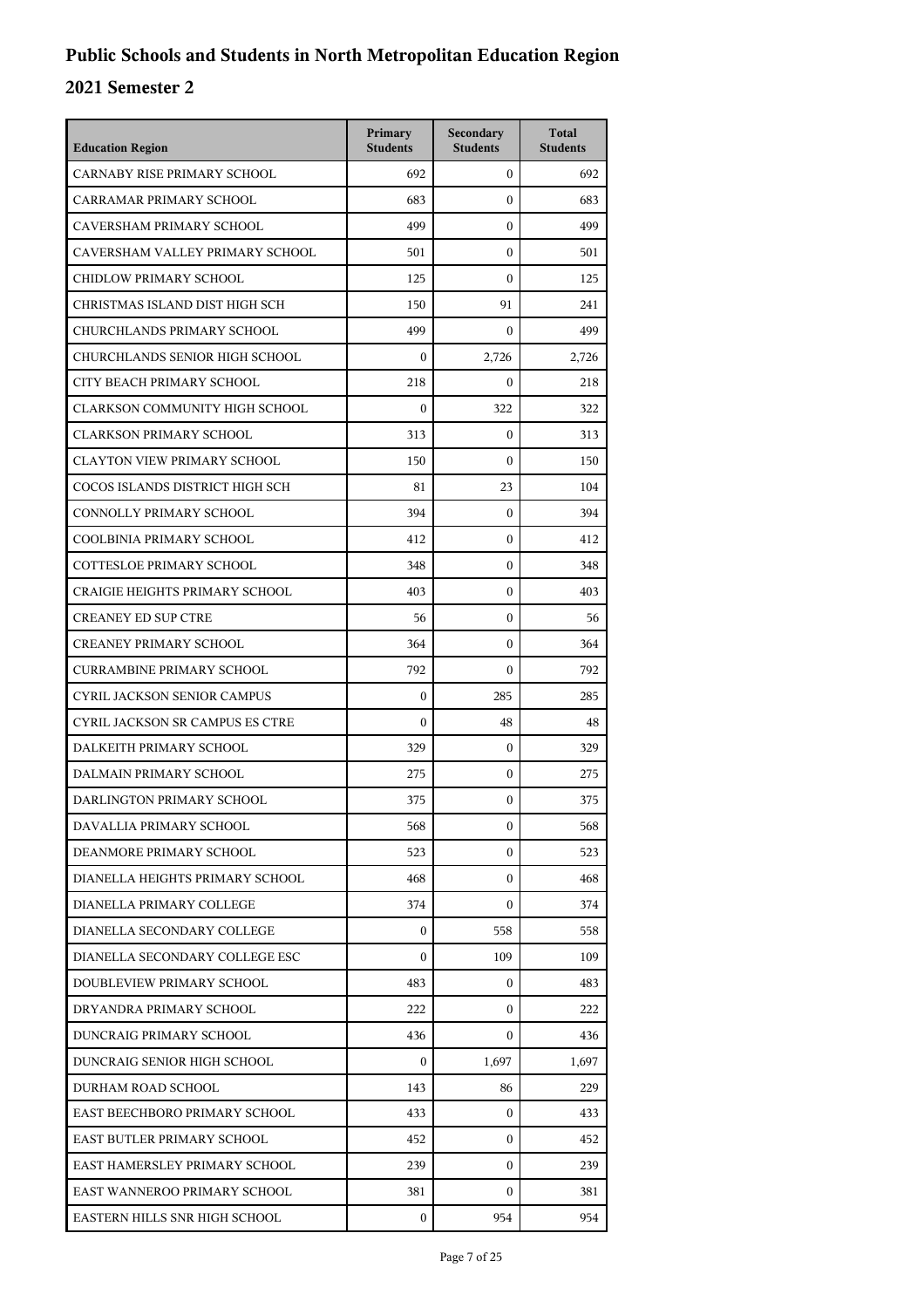# Public Schools and Students in North Metropolitan Education Region

## 2021 Semester 2

| Education Region | Primary Students | Secondary Students | Total Students |
|---|---|---|---|
| CARNABY RISE PRIMARY SCHOOL | 692 | 0 | 692 |
| CARRAMAR PRIMARY SCHOOL | 683 | 0 | 683 |
| CAVERSHAM PRIMARY SCHOOL | 499 | 0 | 499 |
| CAVERSHAM VALLEY PRIMARY SCHOOL | 501 | 0 | 501 |
| CHIDLOW PRIMARY SCHOOL | 125 | 0 | 125 |
| CHRISTMAS ISLAND DIST HIGH SCH | 150 | 91 | 241 |
| CHURCHLANDS PRIMARY SCHOOL | 499 | 0 | 499 |
| CHURCHLANDS SENIOR HIGH SCHOOL | 0 | 2,726 | 2,726 |
| CITY BEACH PRIMARY SCHOOL | 218 | 0 | 218 |
| CLARKSON COMMUNITY HIGH SCHOOL | 0 | 322 | 322 |
| CLARKSON PRIMARY SCHOOL | 313 | 0 | 313 |
| CLAYTON VIEW PRIMARY SCHOOL | 150 | 0 | 150 |
| COCOS ISLANDS DISTRICT HIGH SCH | 81 | 23 | 104 |
| CONNOLLY PRIMARY SCHOOL | 394 | 0 | 394 |
| COOLBINIA PRIMARY SCHOOL | 412 | 0 | 412 |
| COTTESLOE PRIMARY SCHOOL | 348 | 0 | 348 |
| CRAIGIE HEIGHTS PRIMARY SCHOOL | 403 | 0 | 403 |
| CREANEY ED SUP CTRE | 56 | 0 | 56 |
| CREANEY PRIMARY SCHOOL | 364 | 0 | 364 |
| CURRAMBINE PRIMARY SCHOOL | 792 | 0 | 792 |
| CYRIL JACKSON SENIOR CAMPUS | 0 | 285 | 285 |
| CYRIL JACKSON SR CAMPUS ES CTRE | 0 | 48 | 48 |
| DALKEITH PRIMARY SCHOOL | 329 | 0 | 329 |
| DALMAIN PRIMARY SCHOOL | 275 | 0 | 275 |
| DARLINGTON PRIMARY SCHOOL | 375 | 0 | 375 |
| DAVALLIA PRIMARY SCHOOL | 568 | 0 | 568 |
| DEANMORE PRIMARY SCHOOL | 523 | 0 | 523 |
| DIANELLA HEIGHTS PRIMARY SCHOOL | 468 | 0 | 468 |
| DIANELLA PRIMARY COLLEGE | 374 | 0 | 374 |
| DIANELLA SECONDARY COLLEGE | 0 | 558 | 558 |
| DIANELLA SECONDARY COLLEGE ESC | 0 | 109 | 109 |
| DOUBLEVIEW PRIMARY SCHOOL | 483 | 0 | 483 |
| DRYANDRA PRIMARY SCHOOL | 222 | 0 | 222 |
| DUNCRAIG PRIMARY SCHOOL | 436 | 0 | 436 |
| DUNCRAIG SENIOR HIGH SCHOOL | 0 | 1,697 | 1,697 |
| DURHAM ROAD SCHOOL | 143 | 86 | 229 |
| EAST BEECHBORO PRIMARY SCHOOL | 433 | 0 | 433 |
| EAST BUTLER PRIMARY SCHOOL | 452 | 0 | 452 |
| EAST HAMERSLEY PRIMARY SCHOOL | 239 | 0 | 239 |
| EAST WANNEROO PRIMARY SCHOOL | 381 | 0 | 381 |
| EASTERN HILLS SNR HIGH SCHOOL | 0 | 954 | 954 |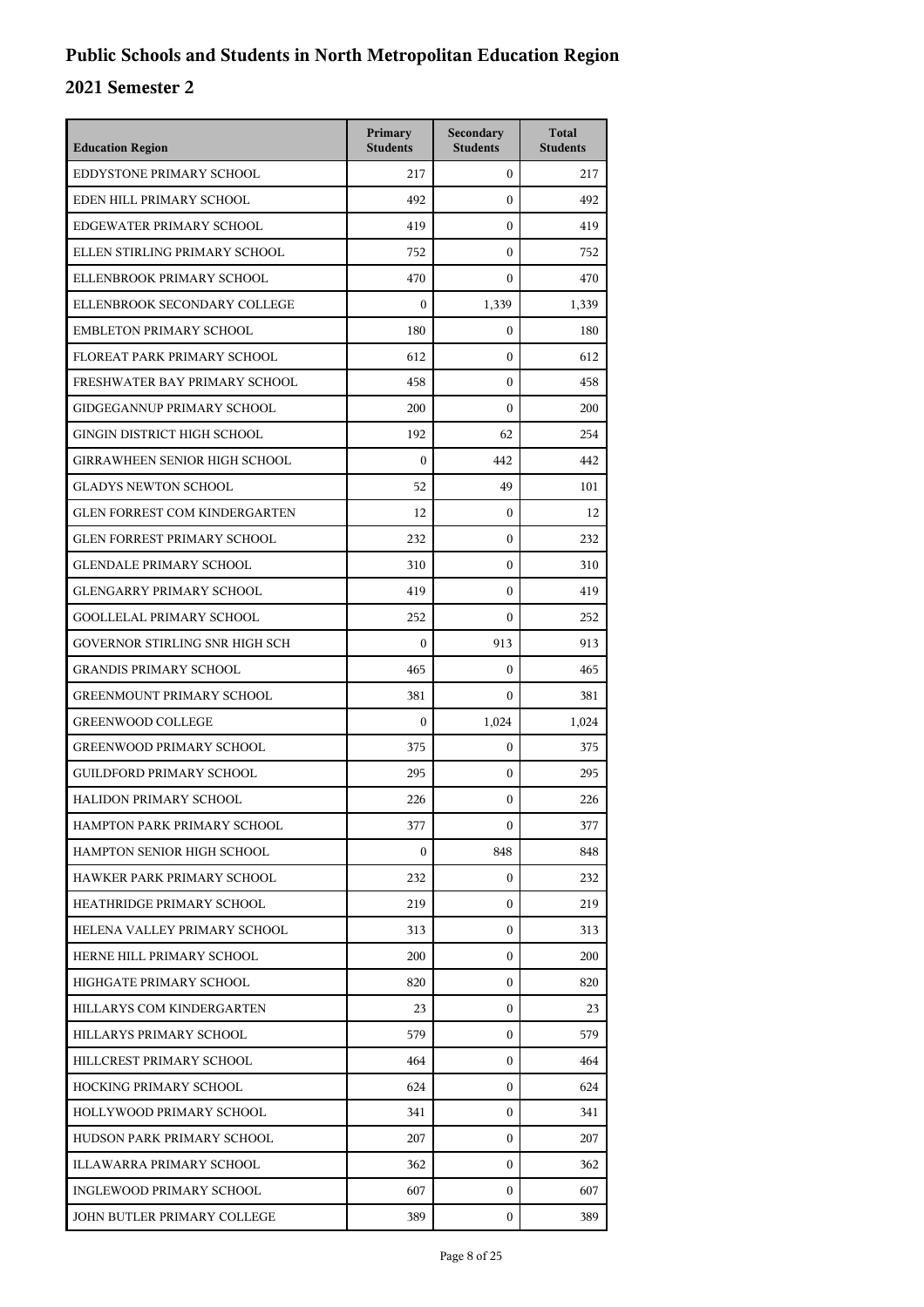# Public Schools and Students in North Metropolitan Education Region

## 2021 Semester 2

| Education Region | Primary Students | Secondary Students | Total Students |
|---|---|---|---|
| EDDYSTONE PRIMARY SCHOOL | 217 | 0 | 217 |
| EDEN HILL PRIMARY SCHOOL | 492 | 0 | 492 |
| EDGEWATER PRIMARY SCHOOL | 419 | 0 | 419 |
| ELLEN STIRLING PRIMARY SCHOOL | 752 | 0 | 752 |
| ELLENBROOK PRIMARY SCHOOL | 470 | 0 | 470 |
| ELLENBROOK SECONDARY COLLEGE | 0 | 1,339 | 1,339 |
| EMBLETON PRIMARY SCHOOL | 180 | 0 | 180 |
| FLOREAT PARK PRIMARY SCHOOL | 612 | 0 | 612 |
| FRESHWATER BAY PRIMARY SCHOOL | 458 | 0 | 458 |
| GIDGEGANNUP PRIMARY SCHOOL | 200 | 0 | 200 |
| GINGIN DISTRICT HIGH SCHOOL | 192 | 62 | 254 |
| GIRRAWHEEN SENIOR HIGH SCHOOL | 0 | 442 | 442 |
| GLADYS NEWTON SCHOOL | 52 | 49 | 101 |
| GLEN FORREST COM KINDERGARTEN | 12 | 0 | 12 |
| GLEN FORREST PRIMARY SCHOOL | 232 | 0 | 232 |
| GLENDALE PRIMARY SCHOOL | 310 | 0 | 310 |
| GLENGARRY PRIMARY SCHOOL | 419 | 0 | 419 |
| GOOLLELAL PRIMARY SCHOOL | 252 | 0 | 252 |
| GOVERNOR STIRLING SNR HIGH SCH | 0 | 913 | 913 |
| GRANDIS PRIMARY SCHOOL | 465 | 0 | 465 |
| GREENMOUNT PRIMARY SCHOOL | 381 | 0 | 381 |
| GREENWOOD COLLEGE | 0 | 1,024 | 1,024 |
| GREENWOOD PRIMARY SCHOOL | 375 | 0 | 375 |
| GUILDFORD PRIMARY SCHOOL | 295 | 0 | 295 |
| HALIDON PRIMARY SCHOOL | 226 | 0 | 226 |
| HAMPTON PARK PRIMARY SCHOOL | 377 | 0 | 377 |
| HAMPTON SENIOR HIGH SCHOOL | 0 | 848 | 848 |
| HAWKER PARK PRIMARY SCHOOL | 232 | 0 | 232 |
| HEATHRIDGE PRIMARY SCHOOL | 219 | 0 | 219 |
| HELENA VALLEY PRIMARY SCHOOL | 313 | 0 | 313 |
| HERNE HILL PRIMARY SCHOOL | 200 | 0 | 200 |
| HIGHGATE PRIMARY SCHOOL | 820 | 0 | 820 |
| HILLARYS COM KINDERGARTEN | 23 | 0 | 23 |
| HILLARYS PRIMARY SCHOOL | 579 | 0 | 579 |
| HILLCREST PRIMARY SCHOOL | 464 | 0 | 464 |
| HOCKING PRIMARY SCHOOL | 624 | 0 | 624 |
| HOLLYWOOD PRIMARY SCHOOL | 341 | 0 | 341 |
| HUDSON PARK PRIMARY SCHOOL | 207 | 0 | 207 |
| ILLAWARRA PRIMARY SCHOOL | 362 | 0 | 362 |
| INGLEWOOD PRIMARY SCHOOL | 607 | 0 | 607 |
| JOHN BUTLER PRIMARY COLLEGE | 389 | 0 | 389 |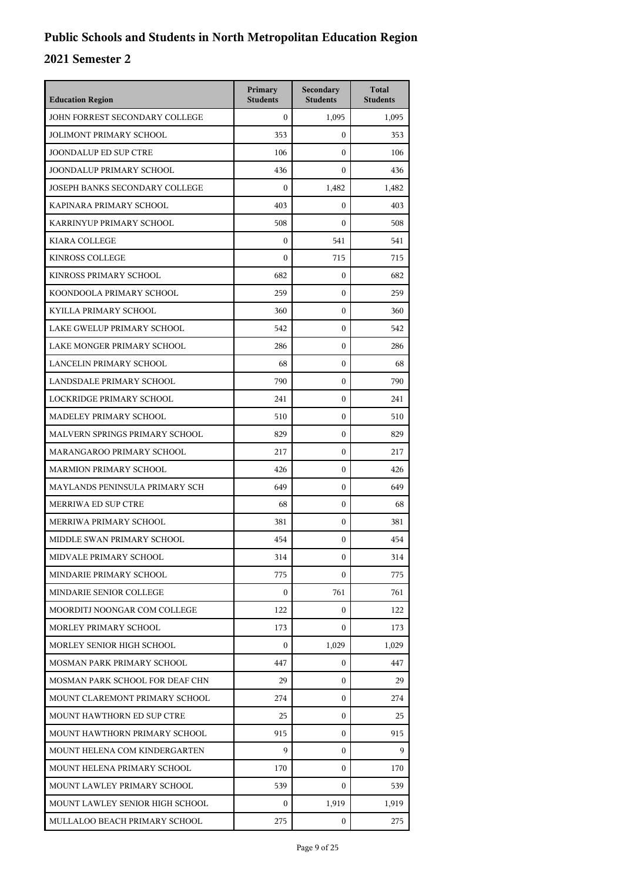# Public Schools and Students in North Metropolitan Education Region

## 2021 Semester 2

| Education Region | Primary Students | Secondary Students | Total Students |
| --- | --- | --- | --- |
| JOHN FORREST SECONDARY COLLEGE | 0 | 1,095 | 1,095 |
| JOLIMONT PRIMARY SCHOOL | 353 | 0 | 353 |
| JOONDALUP ED SUP CTRE | 106 | 0 | 106 |
| JOONDALUP PRIMARY SCHOOL | 436 | 0 | 436 |
| JOSEPH BANKS SECONDARY COLLEGE | 0 | 1,482 | 1,482 |
| KAPINARA PRIMARY SCHOOL | 403 | 0 | 403 |
| KARRINYUP PRIMARY SCHOOL | 508 | 0 | 508 |
| KIARA COLLEGE | 0 | 541 | 541 |
| KINROSS COLLEGE | 0 | 715 | 715 |
| KINROSS PRIMARY SCHOOL | 682 | 0 | 682 |
| KOONDOOLA PRIMARY SCHOOL | 259 | 0 | 259 |
| KYILLA PRIMARY SCHOOL | 360 | 0 | 360 |
| LAKE GWELUP PRIMARY SCHOOL | 542 | 0 | 542 |
| LAKE MONGER PRIMARY SCHOOL | 286 | 0 | 286 |
| LANCELIN PRIMARY SCHOOL | 68 | 0 | 68 |
| LANDSDALE PRIMARY SCHOOL | 790 | 0 | 790 |
| LOCKRIDGE PRIMARY SCHOOL | 241 | 0 | 241 |
| MADELEY PRIMARY SCHOOL | 510 | 0 | 510 |
| MALVERN SPRINGS PRIMARY SCHOOL | 829 | 0 | 829 |
| MARANGAROO PRIMARY SCHOOL | 217 | 0 | 217 |
| MARMION PRIMARY SCHOOL | 426 | 0 | 426 |
| MAYLANDS PENINSULA PRIMARY SCH | 649 | 0 | 649 |
| MERRIWA ED SUP CTRE | 68 | 0 | 68 |
| MERRIWA PRIMARY SCHOOL | 381 | 0 | 381 |
| MIDDLE SWAN PRIMARY SCHOOL | 454 | 0 | 454 |
| MIDVALE PRIMARY SCHOOL | 314 | 0 | 314 |
| MINDARIE PRIMARY SCHOOL | 775 | 0 | 775 |
| MINDARIE SENIOR COLLEGE | 0 | 761 | 761 |
| MOORDITJ NOONGAR COM COLLEGE | 122 | 0 | 122 |
| MORLEY PRIMARY SCHOOL | 173 | 0 | 173 |
| MORLEY SENIOR HIGH SCHOOL | 0 | 1,029 | 1,029 |
| MOSMAN PARK PRIMARY SCHOOL | 447 | 0 | 447 |
| MOSMAN PARK SCHOOL FOR DEAF CHN | 29 | 0 | 29 |
| MOUNT CLAREMONT PRIMARY SCHOOL | 274 | 0 | 274 |
| MOUNT HAWTHORN ED SUP CTRE | 25 | 0 | 25 |
| MOUNT HAWTHORN PRIMARY SCHOOL | 915 | 0 | 915 |
| MOUNT HELENA COM KINDERGARTEN | 9 | 0 | 9 |
| MOUNT HELENA PRIMARY SCHOOL | 170 | 0 | 170 |
| MOUNT LAWLEY PRIMARY SCHOOL | 539 | 0 | 539 |
| MOUNT LAWLEY SENIOR HIGH SCHOOL | 0 | 1,919 | 1,919 |
| MULLALOO BEACH PRIMARY SCHOOL | 275 | 0 | 275 |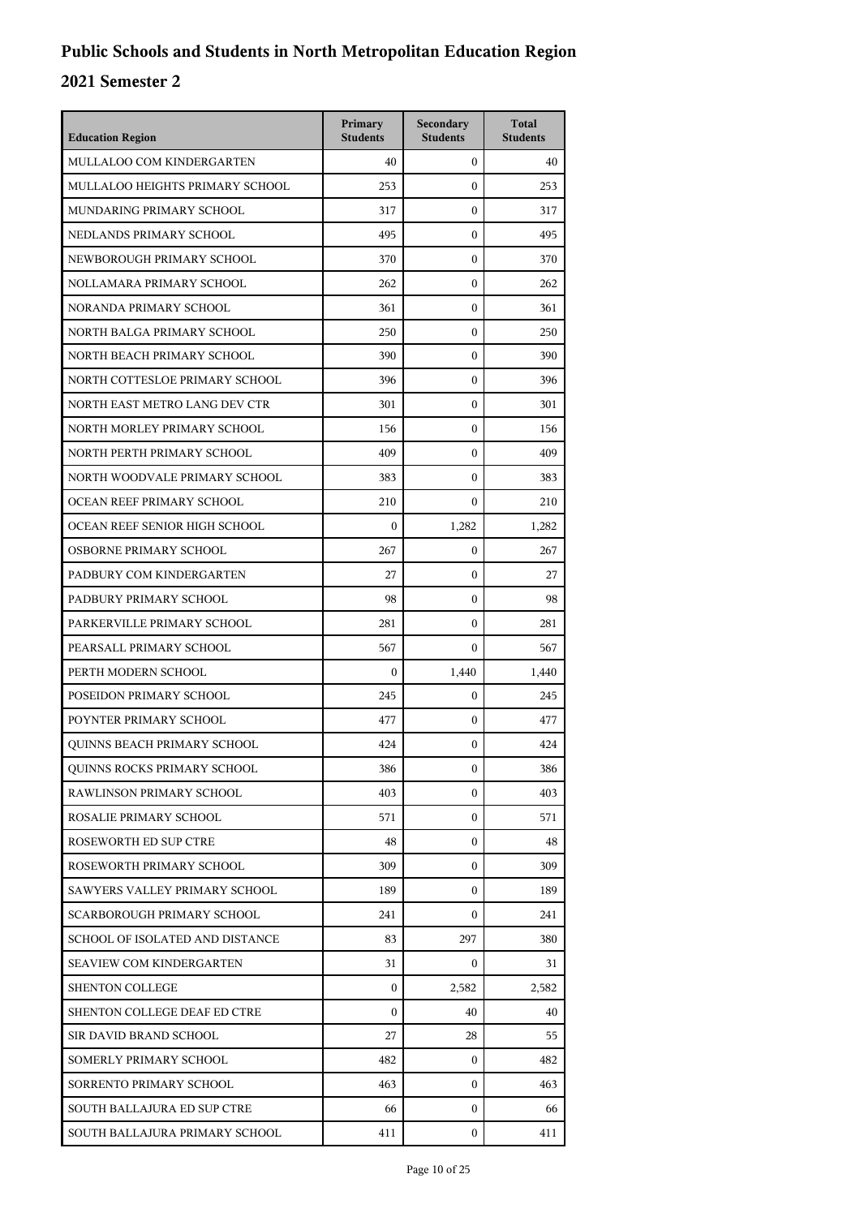# Public Schools and Students in North Metropolitan Education Region

## 2021 Semester 2

| Education Region | Primary Students | Secondary Students | Total Students |
|---|---|---|---|
| MULLALOO COM KINDERGARTEN | 40 | 0 | 40 |
| MULLALOO HEIGHTS PRIMARY SCHOOL | 253 | 0 | 253 |
| MUNDARING PRIMARY SCHOOL | 317 | 0 | 317 |
| NEDLANDS PRIMARY SCHOOL | 495 | 0 | 495 |
| NEWBOROUGH PRIMARY SCHOOL | 370 | 0 | 370 |
| NOLLAMARA PRIMARY SCHOOL | 262 | 0 | 262 |
| NORANDA PRIMARY SCHOOL | 361 | 0 | 361 |
| NORTH BALGA PRIMARY SCHOOL | 250 | 0 | 250 |
| NORTH BEACH PRIMARY SCHOOL | 390 | 0 | 390 |
| NORTH COTTESLOE PRIMARY SCHOOL | 396 | 0 | 396 |
| NORTH EAST METRO LANG DEV CTR | 301 | 0 | 301 |
| NORTH MORLEY PRIMARY SCHOOL | 156 | 0 | 156 |
| NORTH PERTH PRIMARY SCHOOL | 409 | 0 | 409 |
| NORTH WOODVALE PRIMARY SCHOOL | 383 | 0 | 383 |
| OCEAN REEF PRIMARY SCHOOL | 210 | 0 | 210 |
| OCEAN REEF SENIOR HIGH SCHOOL | 0 | 1,282 | 1,282 |
| OSBORNE PRIMARY SCHOOL | 267 | 0 | 267 |
| PADBURY COM KINDERGARTEN | 27 | 0 | 27 |
| PADBURY PRIMARY SCHOOL | 98 | 0 | 98 |
| PARKERVILLE PRIMARY SCHOOL | 281 | 0 | 281 |
| PEARSALL PRIMARY SCHOOL | 567 | 0 | 567 |
| PERTH MODERN SCHOOL | 0 | 1,440 | 1,440 |
| POSEIDON PRIMARY SCHOOL | 245 | 0 | 245 |
| POYNTER PRIMARY SCHOOL | 477 | 0 | 477 |
| QUINNS BEACH PRIMARY SCHOOL | 424 | 0 | 424 |
| QUINNS ROCKS PRIMARY SCHOOL | 386 | 0 | 386 |
| RAWLINSON PRIMARY SCHOOL | 403 | 0 | 403 |
| ROSALIE PRIMARY SCHOOL | 571 | 0 | 571 |
| ROSEWORTH ED SUP CTRE | 48 | 0 | 48 |
| ROSEWORTH PRIMARY SCHOOL | 309 | 0 | 309 |
| SAWYERS VALLEY PRIMARY SCHOOL | 189 | 0 | 189 |
| SCARBOROUGH PRIMARY SCHOOL | 241 | 0 | 241 |
| SCHOOL OF ISOLATED AND DISTANCE | 83 | 297 | 380 |
| SEAVIEW COM KINDERGARTEN | 31 | 0 | 31 |
| SHENTON COLLEGE | 0 | 2,582 | 2,582 |
| SHENTON COLLEGE DEAF ED CTRE | 0 | 40 | 40 |
| SIR DAVID BRAND SCHOOL | 27 | 28 | 55 |
| SOMERLY PRIMARY SCHOOL | 482 | 0 | 482 |
| SORRENTO PRIMARY SCHOOL | 463 | 0 | 463 |
| SOUTH BALLAJURA ED SUP CTRE | 66 | 0 | 66 |
| SOUTH BALLAJURA PRIMARY SCHOOL | 411 | 0 | 411 |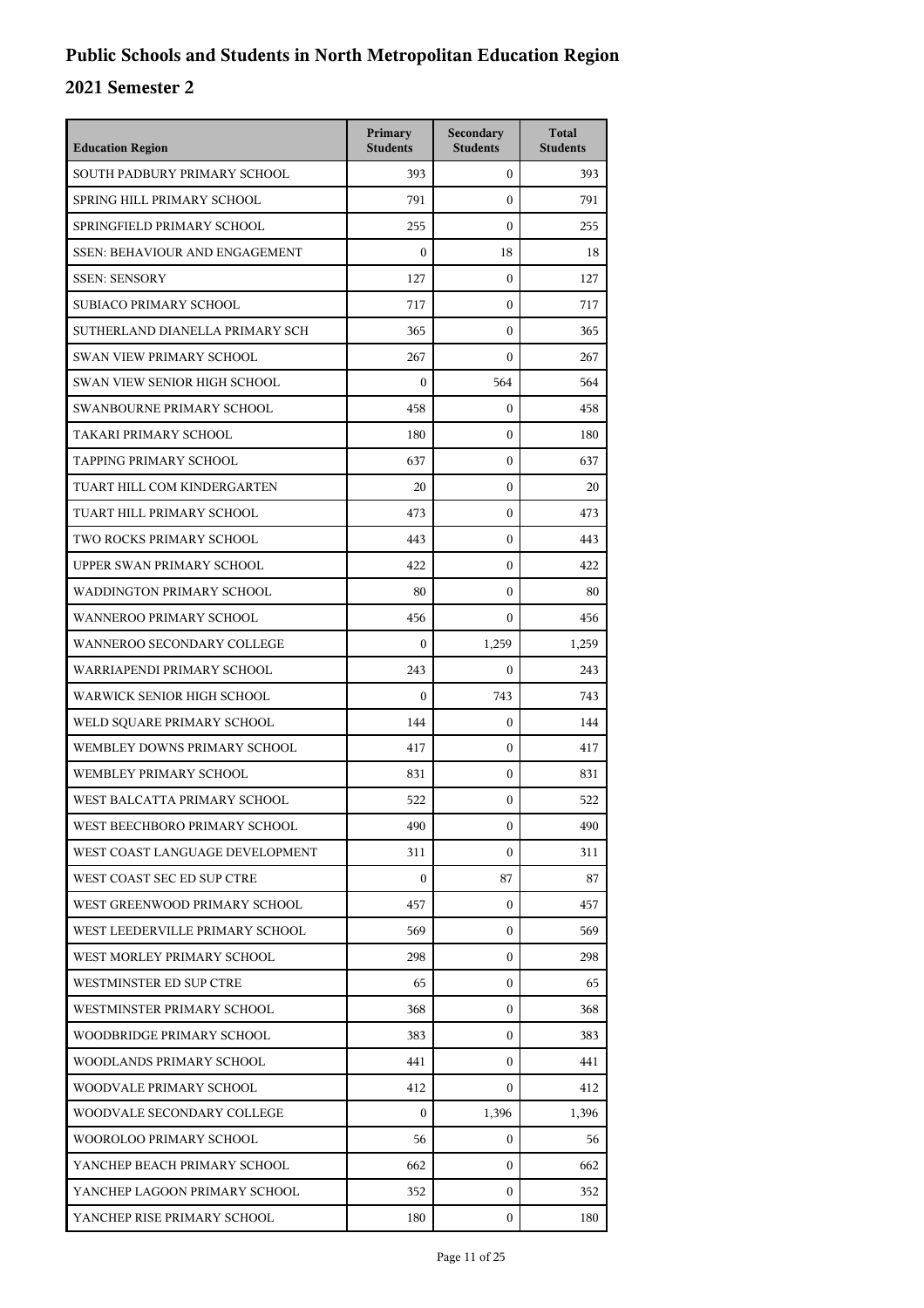# Public Schools and Students in North Metropolitan Education Region

## 2021 Semester 2

| Education Region | Primary Students | Secondary Students | Total Students |
| --- | --- | --- | --- |
| SOUTH PADBURY PRIMARY SCHOOL | 393 | 0 | 393 |
| SPRING HILL PRIMARY SCHOOL | 791 | 0 | 791 |
| SPRINGFIELD PRIMARY SCHOOL | 255 | 0 | 255 |
| SSEN: BEHAVIOUR AND ENGAGEMENT | 0 | 18 | 18 |
| SSEN: SENSORY | 127 | 0 | 127 |
| SUBIACO PRIMARY SCHOOL | 717 | 0 | 717 |
| SUTHERLAND DIANELLA PRIMARY SCH | 365 | 0 | 365 |
| SWAN VIEW PRIMARY SCHOOL | 267 | 0 | 267 |
| SWAN VIEW SENIOR HIGH SCHOOL | 0 | 564 | 564 |
| SWANBOURNE PRIMARY SCHOOL | 458 | 0 | 458 |
| TAKARI PRIMARY SCHOOL | 180 | 0 | 180 |
| TAPPING PRIMARY SCHOOL | 637 | 0 | 637 |
| TUART HILL COM KINDERGARTEN | 20 | 0 | 20 |
| TUART HILL PRIMARY SCHOOL | 473 | 0 | 473 |
| TWO ROCKS PRIMARY SCHOOL | 443 | 0 | 443 |
| UPPER SWAN PRIMARY SCHOOL | 422 | 0 | 422 |
| WADDINGTON PRIMARY SCHOOL | 80 | 0 | 80 |
| WANNEROO PRIMARY SCHOOL | 456 | 0 | 456 |
| WANNEROO SECONDARY COLLEGE | 0 | 1,259 | 1,259 |
| WARRIAPENDI PRIMARY SCHOOL | 243 | 0 | 243 |
| WARWICK SENIOR HIGH SCHOOL | 0 | 743 | 743 |
| WELD SQUARE PRIMARY SCHOOL | 144 | 0 | 144 |
| WEMBLEY DOWNS PRIMARY SCHOOL | 417 | 0 | 417 |
| WEMBLEY PRIMARY SCHOOL | 831 | 0 | 831 |
| WEST BALCATTA PRIMARY SCHOOL | 522 | 0 | 522 |
| WEST BEECHBORO PRIMARY SCHOOL | 490 | 0 | 490 |
| WEST COAST LANGUAGE DEVELOPMENT | 311 | 0 | 311 |
| WEST COAST SEC ED SUP CTRE | 0 | 87 | 87 |
| WEST GREENWOOD PRIMARY SCHOOL | 457 | 0 | 457 |
| WEST LEEDERVILLE PRIMARY SCHOOL | 569 | 0 | 569 |
| WEST MORLEY PRIMARY SCHOOL | 298 | 0 | 298 |
| WESTMINSTER ED SUP CTRE | 65 | 0 | 65 |
| WESTMINSTER PRIMARY SCHOOL | 368 | 0 | 368 |
| WOODBRIDGE PRIMARY SCHOOL | 383 | 0 | 383 |
| WOODLANDS PRIMARY SCHOOL | 441 | 0 | 441 |
| WOODVALE PRIMARY SCHOOL | 412 | 0 | 412 |
| WOODVALE SECONDARY COLLEGE | 0 | 1,396 | 1,396 |
| WOOROLOO PRIMARY SCHOOL | 56 | 0 | 56 |
| YANCHEP BEACH PRIMARY SCHOOL | 662 | 0 | 662 |
| YANCHEP LAGOON PRIMARY SCHOOL | 352 | 0 | 352 |
| YANCHEP RISE PRIMARY SCHOOL | 180 | 0 | 180 |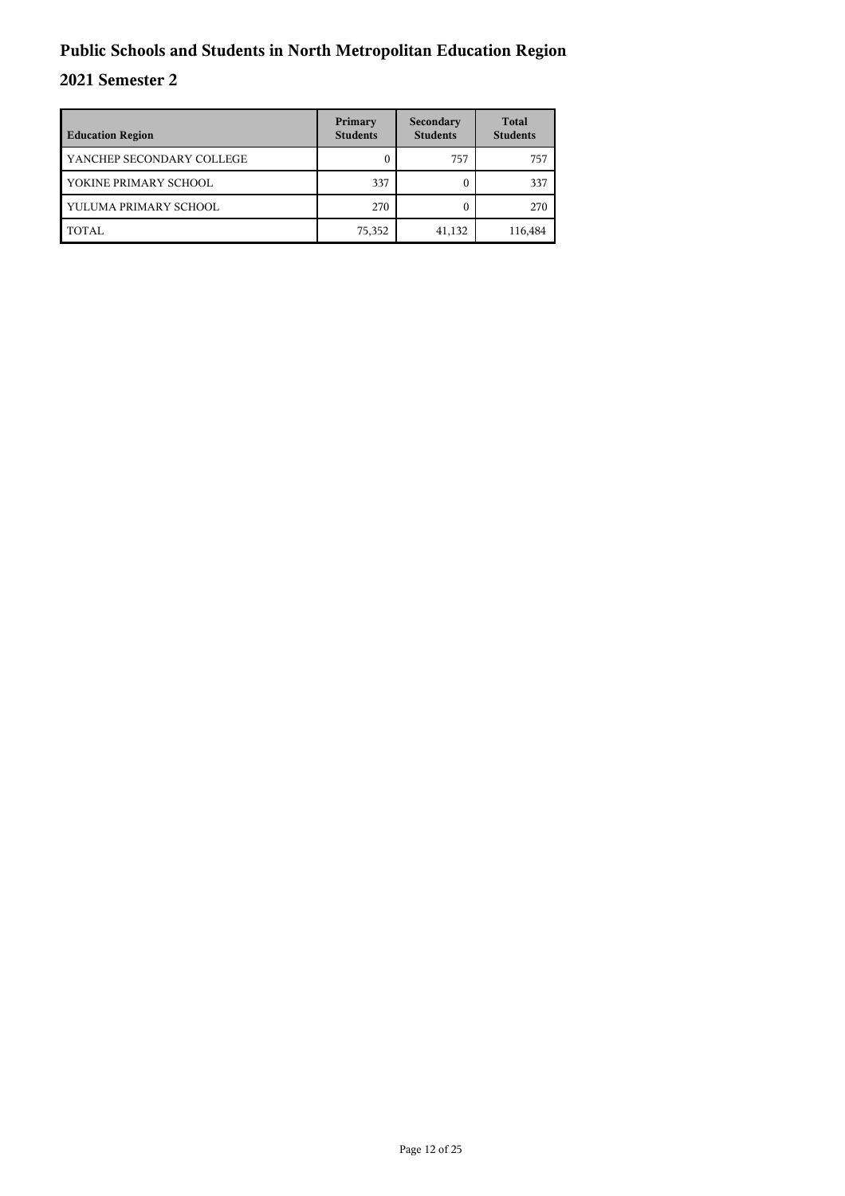# Public Schools and Students in North Metropolitan Education Region

## 2021 Semester 2

| Education Region | Primary Students | Secondary Students | Total Students |
|---|---|---|---|
| YANCHEP SECONDARY COLLEGE | 0 | 757 | 757 |
| YOKINE PRIMARY SCHOOL | 337 | 0 | 337 |
| YULUMA PRIMARY SCHOOL | 270 | 0 | 270 |
| TOTAL | 75,352 | 41,132 | 116,484 |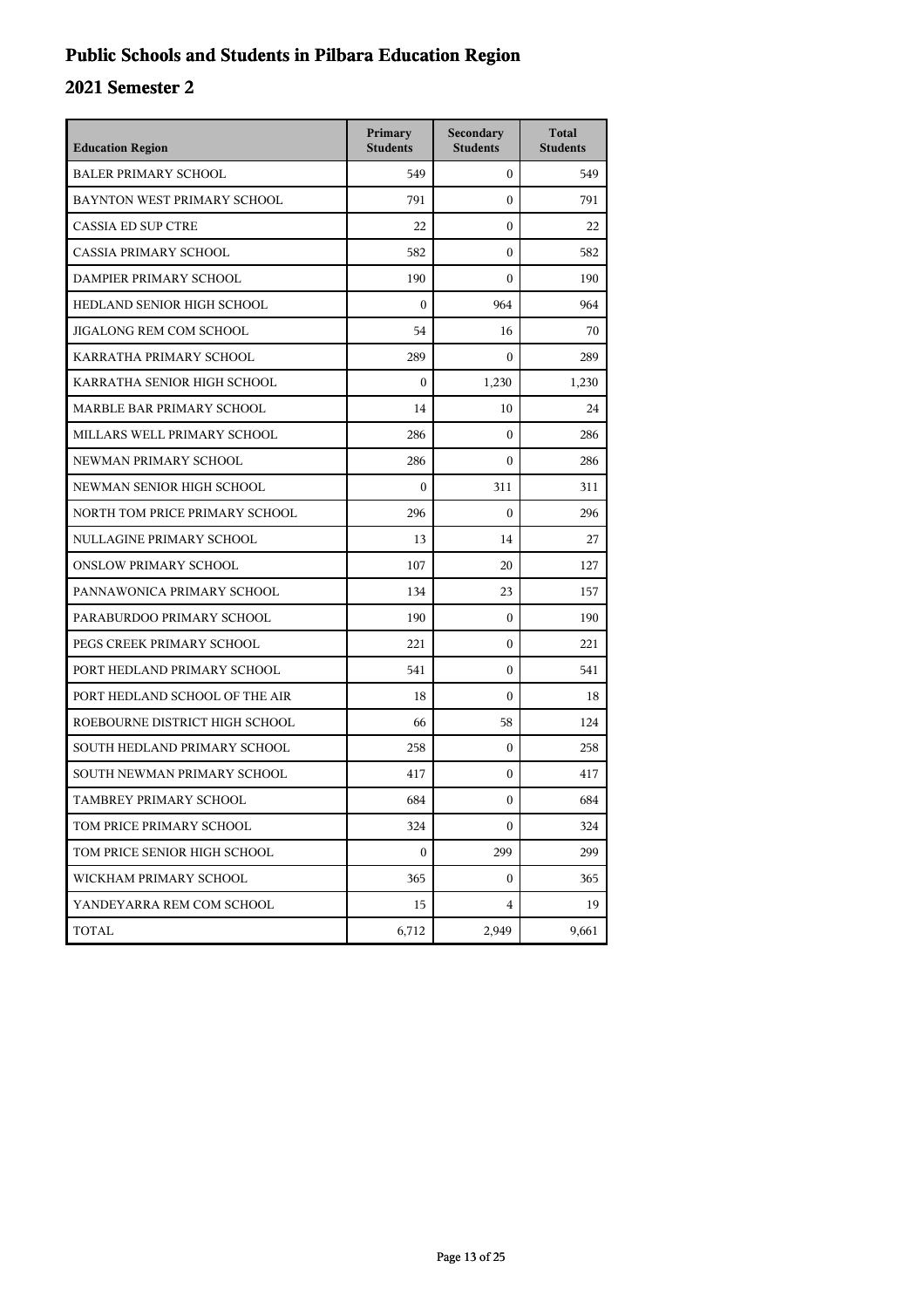# Public Schools and Students in Pilbara Education Region

## 2021 Semester 2

| Education Region | Primary Students | Secondary Students | Total Students |
|---|---|---|---|
| BALER PRIMARY SCHOOL | 549 | 0 | 549 |
| BAYNTON WEST PRIMARY SCHOOL | 791 | 0 | 791 |
| CASSIA ED SUP CTRE | 22 | 0 | 22 |
| CASSIA PRIMARY SCHOOL | 582 | 0 | 582 |
| DAMPIER PRIMARY SCHOOL | 190 | 0 | 190 |
| HEDLAND SENIOR HIGH SCHOOL | 0 | 964 | 964 |
| JIGALONG REM COM SCHOOL | 54 | 16 | 70 |
| KARRATHA PRIMARY SCHOOL | 289 | 0 | 289 |
| KARRATHA SENIOR HIGH SCHOOL | 0 | 1,230 | 1,230 |
| MARBLE BAR PRIMARY SCHOOL | 14 | 10 | 24 |
| MILLARS WELL PRIMARY SCHOOL | 286 | 0 | 286 |
| NEWMAN PRIMARY SCHOOL | 286 | 0 | 286 |
| NEWMAN SENIOR HIGH SCHOOL | 0 | 311 | 311 |
| NORTH TOM PRICE PRIMARY SCHOOL | 296 | 0 | 296 |
| NULLAGINE PRIMARY SCHOOL | 13 | 14 | 27 |
| ONSLOW PRIMARY SCHOOL | 107 | 20 | 127 |
| PANNAWONICA PRIMARY SCHOOL | 134 | 23 | 157 |
| PARABURDOO PRIMARY SCHOOL | 190 | 0 | 190 |
| PEGS CREEK PRIMARY SCHOOL | 221 | 0 | 221 |
| PORT HEDLAND PRIMARY SCHOOL | 541 | 0 | 541 |
| PORT HEDLAND SCHOOL OF THE AIR | 18 | 0 | 18 |
| ROEBOURNE DISTRICT HIGH SCHOOL | 66 | 58 | 124 |
| SOUTH HEDLAND PRIMARY SCHOOL | 258 | 0 | 258 |
| SOUTH NEWMAN PRIMARY SCHOOL | 417 | 0 | 417 |
| TAMBREY PRIMARY SCHOOL | 684 | 0 | 684 |
| TOM PRICE PRIMARY SCHOOL | 324 | 0 | 324 |
| TOM PRICE SENIOR HIGH SCHOOL | 0 | 299 | 299 |
| WICKHAM PRIMARY SCHOOL | 365 | 0 | 365 |
| YANDEYARRA REM COM SCHOOL | 15 | 4 | 19 |
| TOTAL | 6,712 | 2,949 | 9,661 |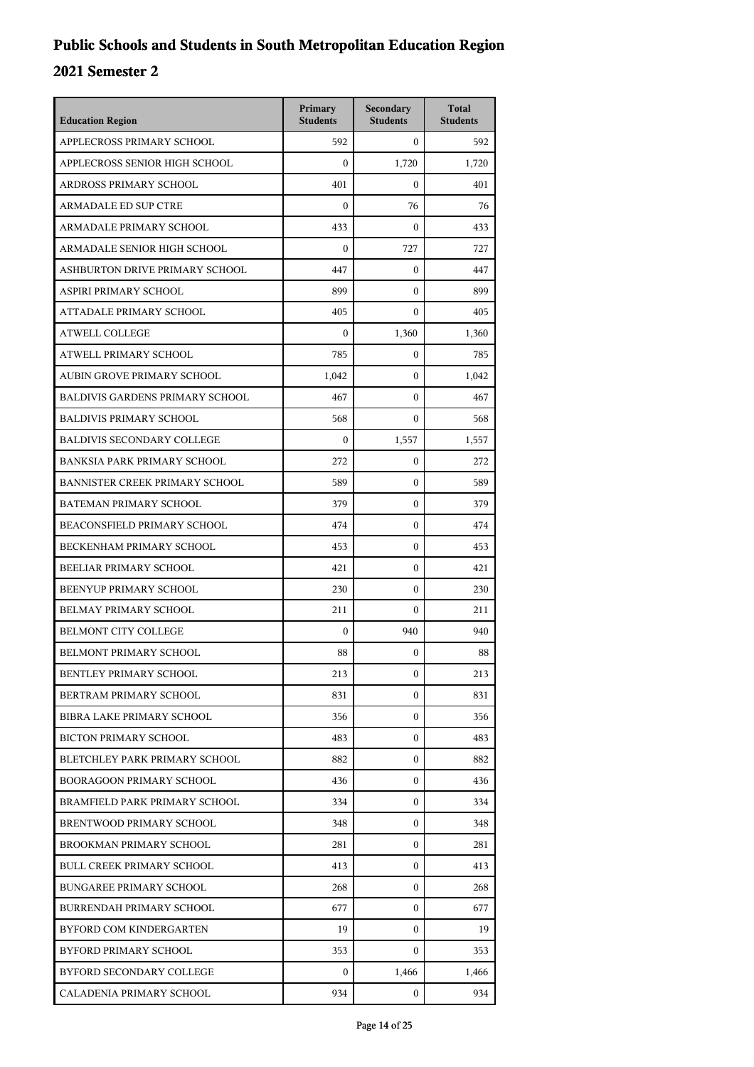# Public Schools and Students in South Metropolitan Education Region

## 2021 Semester 2

| Education Region | Primary Students | Secondary Students | Total Students |
| --- | --- | --- | --- |
| APPLECROSS PRIMARY SCHOOL | 592 | 0 | 592 |
| APPLECROSS SENIOR HIGH SCHOOL | 0 | 1,720 | 1,720 |
| ARDROSS PRIMARY SCHOOL | 401 | 0 | 401 |
| ARMADALE ED SUP CTRE | 0 | 76 | 76 |
| ARMADALE PRIMARY SCHOOL | 433 | 0 | 433 |
| ARMADALE SENIOR HIGH SCHOOL | 0 | 727 | 727 |
| ASHBURTON DRIVE PRIMARY SCHOOL | 447 | 0 | 447 |
| ASPIRI PRIMARY SCHOOL | 899 | 0 | 899 |
| ATTADALE PRIMARY SCHOOL | 405 | 0 | 405 |
| ATWELL COLLEGE | 0 | 1,360 | 1,360 |
| ATWELL PRIMARY SCHOOL | 785 | 0 | 785 |
| AUBIN GROVE PRIMARY SCHOOL | 1,042 | 0 | 1,042 |
| BALDIVIS GARDENS PRIMARY SCHOOL | 467 | 0 | 467 |
| BALDIVIS PRIMARY SCHOOL | 568 | 0 | 568 |
| BALDIVIS SECONDARY COLLEGE | 0 | 1,557 | 1,557 |
| BANKSIA PARK PRIMARY SCHOOL | 272 | 0 | 272 |
| BANNISTER CREEK PRIMARY SCHOOL | 589 | 0 | 589 |
| BATEMAN PRIMARY SCHOOL | 379 | 0 | 379 |
| BEACONSFIELD PRIMARY SCHOOL | 474 | 0 | 474 |
| BECKENHAM PRIMARY SCHOOL | 453 | 0 | 453 |
| BEELIAR PRIMARY SCHOOL | 421 | 0 | 421 |
| BEENYUP PRIMARY SCHOOL | 230 | 0 | 230 |
| BELMAY PRIMARY SCHOOL | 211 | 0 | 211 |
| BELMONT CITY COLLEGE | 0 | 940 | 940 |
| BELMONT PRIMARY SCHOOL | 88 | 0 | 88 |
| BENTLEY PRIMARY SCHOOL | 213 | 0 | 213 |
| BERTRAM PRIMARY SCHOOL | 831 | 0 | 831 |
| BIBRA LAKE PRIMARY SCHOOL | 356 | 0 | 356 |
| BICTON PRIMARY SCHOOL | 483 | 0 | 483 |
| BLETCHLEY PARK PRIMARY SCHOOL | 882 | 0 | 882 |
| BOORAGOON PRIMARY SCHOOL | 436 | 0 | 436 |
| BRAMFIELD PARK PRIMARY SCHOOL | 334 | 0 | 334 |
| BRENTWOOD PRIMARY SCHOOL | 348 | 0 | 348 |
| BROOKMAN PRIMARY SCHOOL | 281 | 0 | 281 |
| BULL CREEK PRIMARY SCHOOL | 413 | 0 | 413 |
| BUNGAREE PRIMARY SCHOOL | 268 | 0 | 268 |
| BURRENDAH PRIMARY SCHOOL | 677 | 0 | 677 |
| BYFORD COM KINDERGARTEN | 19 | 0 | 19 |
| BYFORD PRIMARY SCHOOL | 353 | 0 | 353 |
| BYFORD SECONDARY COLLEGE | 0 | 1,466 | 1,466 |
| CALADENIA PRIMARY SCHOOL | 934 | 0 | 934 |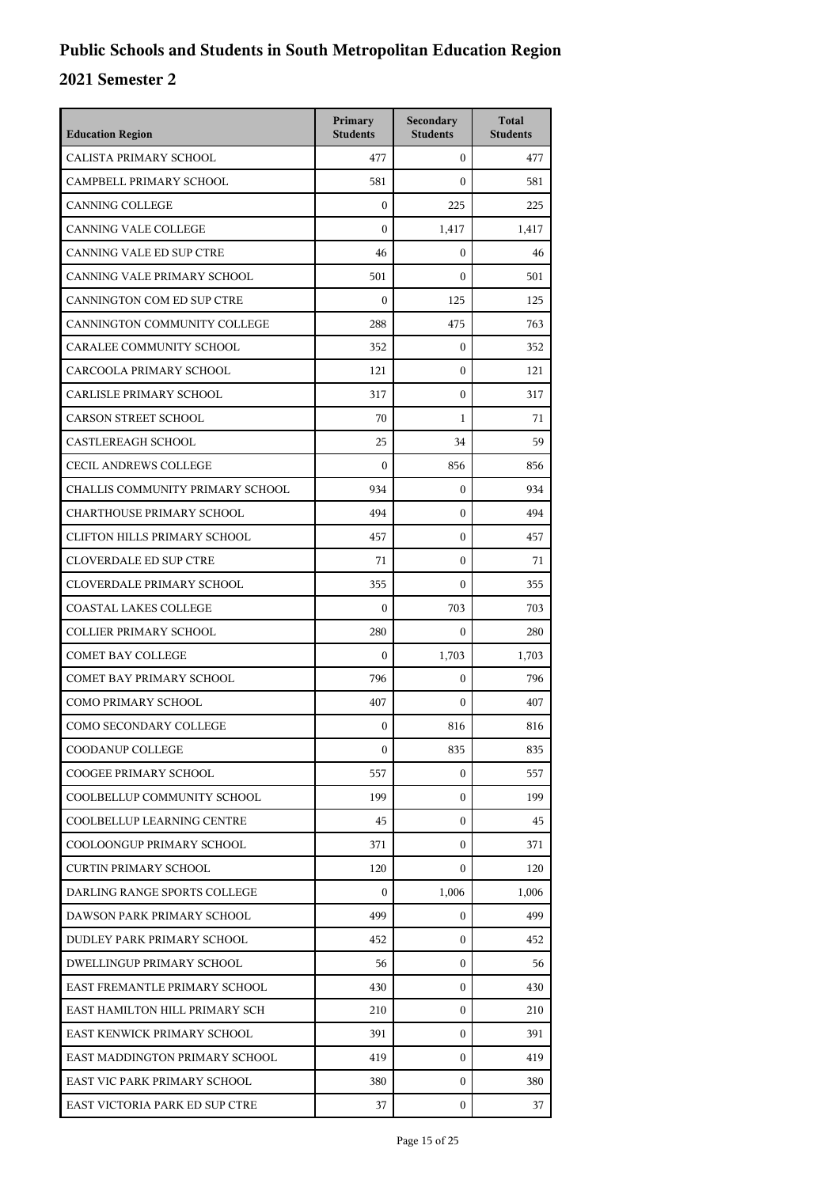# Public Schools and Students in South Metropolitan Education Region

## 2021 Semester 2

| Education Region | Primary Students | Secondary Students | Total Students |
|---|---|---|---|
| CALISTA PRIMARY SCHOOL | 477 | 0 | 477 |
| CAMPBELL PRIMARY SCHOOL | 581 | 0 | 581 |
| CANNING COLLEGE | 0 | 225 | 225 |
| CANNING VALE COLLEGE | 0 | 1,417 | 1,417 |
| CANNING VALE ED SUP CTRE | 46 | 0 | 46 |
| CANNING VALE PRIMARY SCHOOL | 501 | 0 | 501 |
| CANNINGTON COM ED SUP CTRE | 0 | 125 | 125 |
| CANNINGTON COMMUNITY COLLEGE | 288 | 475 | 763 |
| CARALEE COMMUNITY SCHOOL | 352 | 0 | 352 |
| CARCOOLA PRIMARY SCHOOL | 121 | 0 | 121 |
| CARLISLE PRIMARY SCHOOL | 317 | 0 | 317 |
| CARSON STREET SCHOOL | 70 | 1 | 71 |
| CASTLEREAGH SCHOOL | 25 | 34 | 59 |
| CECIL ANDREWS COLLEGE | 0 | 856 | 856 |
| CHALLIS COMMUNITY PRIMARY SCHOOL | 934 | 0 | 934 |
| CHARTHOUSE PRIMARY SCHOOL | 494 | 0 | 494 |
| CLIFTON HILLS PRIMARY SCHOOL | 457 | 0 | 457 |
| CLOVERDALE ED SUP CTRE | 71 | 0 | 71 |
| CLOVERDALE PRIMARY SCHOOL | 355 | 0 | 355 |
| COASTAL LAKES COLLEGE | 0 | 703 | 703 |
| COLLIER PRIMARY SCHOOL | 280 | 0 | 280 |
| COMET BAY COLLEGE | 0 | 1,703 | 1,703 |
| COMET BAY PRIMARY SCHOOL | 796 | 0 | 796 |
| COMO PRIMARY SCHOOL | 407 | 0 | 407 |
| COMO SECONDARY COLLEGE | 0 | 816 | 816 |
| COODANUP COLLEGE | 0 | 835 | 835 |
| COOGEE PRIMARY SCHOOL | 557 | 0 | 557 |
| COOLBELLUP COMMUNITY SCHOOL | 199 | 0 | 199 |
| COOLBELLUP LEARNING CENTRE | 45 | 0 | 45 |
| COOLOONGUP PRIMARY SCHOOL | 371 | 0 | 371 |
| CURTIN PRIMARY SCHOOL | 120 | 0 | 120 |
| DARLING RANGE SPORTS COLLEGE | 0 | 1,006 | 1,006 |
| DAWSON PARK PRIMARY SCHOOL | 499 | 0 | 499 |
| DUDLEY PARK PRIMARY SCHOOL | 452 | 0 | 452 |
| DWELLINGUP PRIMARY SCHOOL | 56 | 0 | 56 |
| EAST FREMANTLE PRIMARY SCHOOL | 430 | 0 | 430 |
| EAST HAMILTON HILL PRIMARY SCH | 210 | 0 | 210 |
| EAST KENWICK PRIMARY SCHOOL | 391 | 0 | 391 |
| EAST MADDINGTON PRIMARY SCHOOL | 419 | 0 | 419 |
| EAST VIC PARK PRIMARY SCHOOL | 380 | 0 | 380 |
| EAST VICTORIA PARK ED SUP CTRE | 37 | 0 | 37 |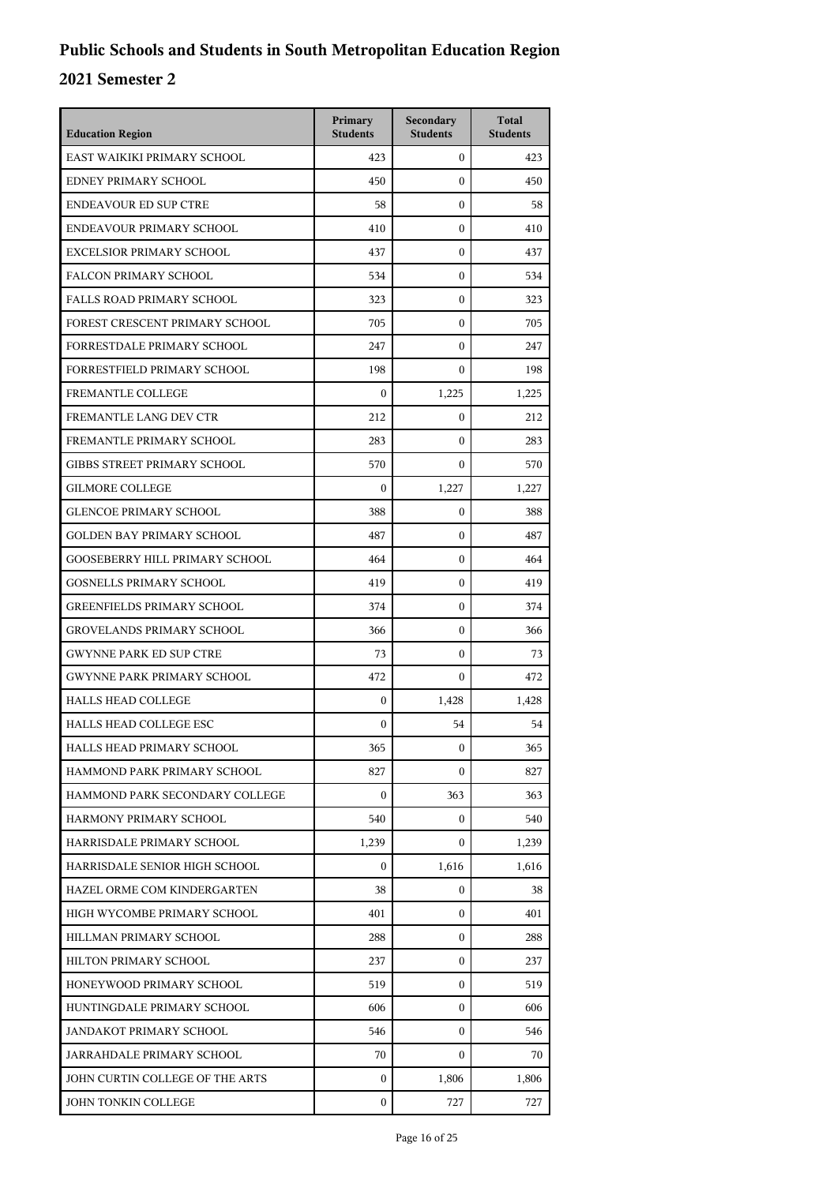# Public Schools and Students in South Metropolitan Education Region

## 2021 Semester 2

| Education Region | Primary Students | Secondary Students | Total Students |
|---|---|---|---|
| EAST WAIKIKI PRIMARY SCHOOL | 423 | 0 | 423 |
| EDNEY PRIMARY SCHOOL | 450 | 0 | 450 |
| ENDEAVOUR ED SUP CTRE | 58 | 0 | 58 |
| ENDEAVOUR PRIMARY SCHOOL | 410 | 0 | 410 |
| EXCELSIOR PRIMARY SCHOOL | 437 | 0 | 437 |
| FALCON PRIMARY SCHOOL | 534 | 0 | 534 |
| FALLS ROAD PRIMARY SCHOOL | 323 | 0 | 323 |
| FOREST CRESCENT PRIMARY SCHOOL | 705 | 0 | 705 |
| FORRESTDALE PRIMARY SCHOOL | 247 | 0 | 247 |
| FORRESTFIELD PRIMARY SCHOOL | 198 | 0 | 198 |
| FREMANTLE COLLEGE | 0 | 1,225 | 1,225 |
| FREMANTLE LANG DEV CTR | 212 | 0 | 212 |
| FREMANTLE PRIMARY SCHOOL | 283 | 0 | 283 |
| GIBBS STREET PRIMARY SCHOOL | 570 | 0 | 570 |
| GILMORE COLLEGE | 0 | 1,227 | 1,227 |
| GLENCOE PRIMARY SCHOOL | 388 | 0 | 388 |
| GOLDEN BAY PRIMARY SCHOOL | 487 | 0 | 487 |
| GOOSEBERRY HILL PRIMARY SCHOOL | 464 | 0 | 464 |
| GOSNELLS PRIMARY SCHOOL | 419 | 0 | 419 |
| GREENFIELDS PRIMARY SCHOOL | 374 | 0 | 374 |
| GROVELANDS PRIMARY SCHOOL | 366 | 0 | 366 |
| GWYNNE PARK ED SUP CTRE | 73 | 0 | 73 |
| GWYNNE PARK PRIMARY SCHOOL | 472 | 0 | 472 |
| HALLS HEAD COLLEGE | 0 | 1,428 | 1,428 |
| HALLS HEAD COLLEGE ESC | 0 | 54 | 54 |
| HALLS HEAD PRIMARY SCHOOL | 365 | 0 | 365 |
| HAMMOND PARK PRIMARY SCHOOL | 827 | 0 | 827 |
| HAMMOND PARK SECONDARY COLLEGE | 0 | 363 | 363 |
| HARMONY PRIMARY SCHOOL | 540 | 0 | 540 |
| HARRISDALE PRIMARY SCHOOL | 1,239 | 0 | 1,239 |
| HARRISDALE SENIOR HIGH SCHOOL | 0 | 1,616 | 1,616 |
| HAZEL ORME COM KINDERGARTEN | 38 | 0 | 38 |
| HIGH WYCOMBE PRIMARY SCHOOL | 401 | 0 | 401 |
| HILLMAN PRIMARY SCHOOL | 288 | 0 | 288 |
| HILTON PRIMARY SCHOOL | 237 | 0 | 237 |
| HONEYWOOD PRIMARY SCHOOL | 519 | 0 | 519 |
| HUNTINGDALE PRIMARY SCHOOL | 606 | 0 | 606 |
| JANDAKOT PRIMARY SCHOOL | 546 | 0 | 546 |
| JARRAHDALE PRIMARY SCHOOL | 70 | 0 | 70 |
| JOHN CURTIN COLLEGE OF THE ARTS | 0 | 1,806 | 1,806 |
| JOHN TONKIN COLLEGE | 0 | 727 | 727 |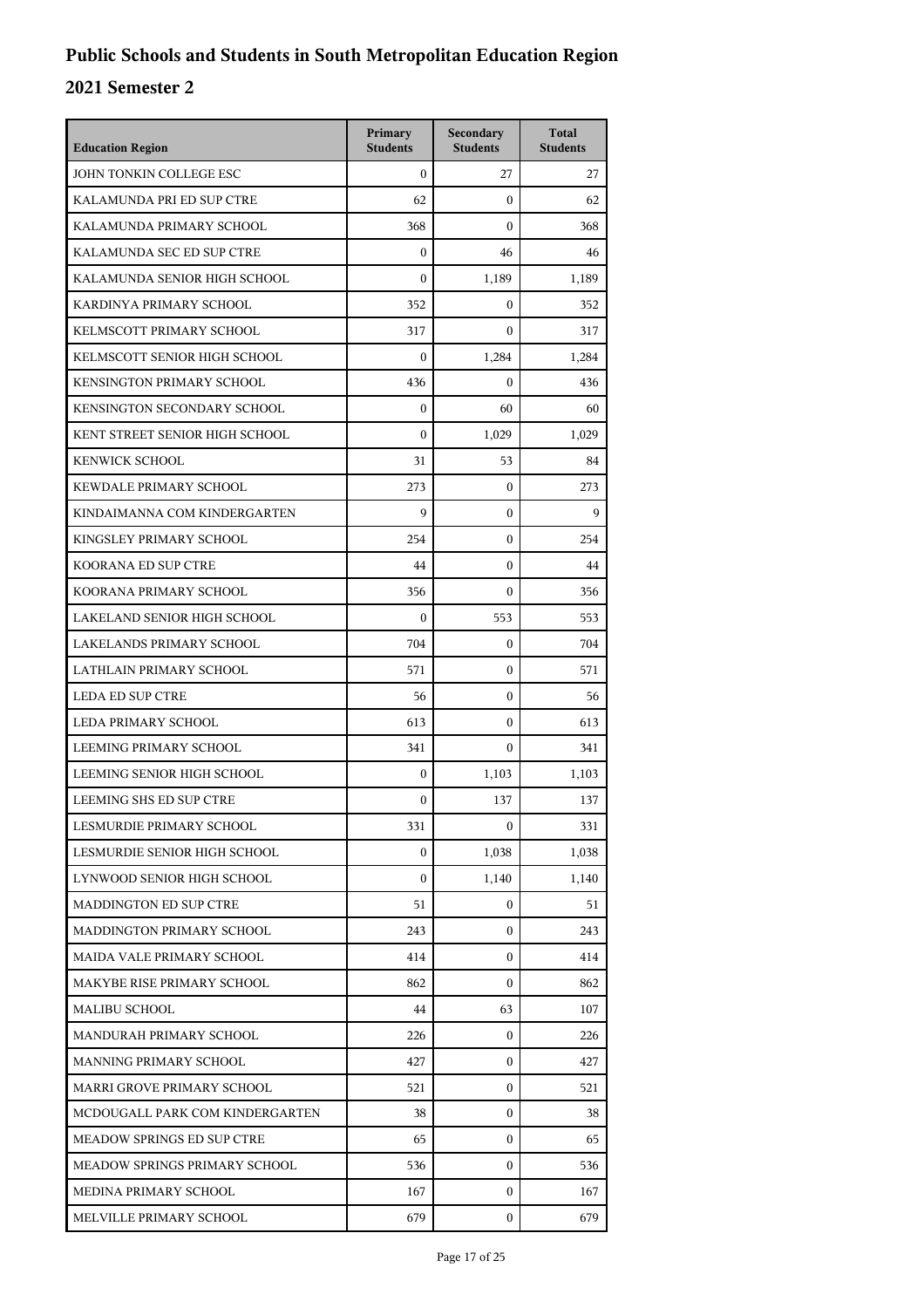# Public Schools and Students in South Metropolitan Education Region

## 2021 Semester 2

| Education Region | Primary Students | Secondary Students | Total Students |
|---|---|---|---|
| JOHN TONKIN COLLEGE ESC | 0 | 27 | 27 |
| KALAMUNDA PRI ED SUP CTRE | 62 | 0 | 62 |
| KALAMUNDA PRIMARY SCHOOL | 368 | 0 | 368 |
| KALAMUNDA SEC ED SUP CTRE | 0 | 46 | 46 |
| KALAMUNDA SENIOR HIGH SCHOOL | 0 | 1,189 | 1,189 |
| KARDINYA PRIMARY SCHOOL | 352 | 0 | 352 |
| KELMSCOTT PRIMARY SCHOOL | 317 | 0 | 317 |
| KELMSCOTT SENIOR HIGH SCHOOL | 0 | 1,284 | 1,284 |
| KENSINGTON PRIMARY SCHOOL | 436 | 0 | 436 |
| KENSINGTON SECONDARY SCHOOL | 0 | 60 | 60 |
| KENT STREET SENIOR HIGH SCHOOL | 0 | 1,029 | 1,029 |
| KENWICK SCHOOL | 31 | 53 | 84 |
| KEWDALE PRIMARY SCHOOL | 273 | 0 | 273 |
| KINDAIMANNA COM KINDERGARTEN | 9 | 0 | 9 |
| KINGSLEY PRIMARY SCHOOL | 254 | 0 | 254 |
| KOORANA ED SUP CTRE | 44 | 0 | 44 |
| KOORANA PRIMARY SCHOOL | 356 | 0 | 356 |
| LAKELAND SENIOR HIGH SCHOOL | 0 | 553 | 553 |
| LAKELANDS PRIMARY SCHOOL | 704 | 0 | 704 |
| LATHLAIN PRIMARY SCHOOL | 571 | 0 | 571 |
| LEDA ED SUP CTRE | 56 | 0 | 56 |
| LEDA PRIMARY SCHOOL | 613 | 0 | 613 |
| LEEMING PRIMARY SCHOOL | 341 | 0 | 341 |
| LEEMING SENIOR HIGH SCHOOL | 0 | 1,103 | 1,103 |
| LEEMING SHS ED SUP CTRE | 0 | 137 | 137 |
| LESMURDIE PRIMARY SCHOOL | 331 | 0 | 331 |
| LESMURDIE SENIOR HIGH SCHOOL | 0 | 1,038 | 1,038 |
| LYNWOOD SENIOR HIGH SCHOOL | 0 | 1,140 | 1,140 |
| MADDINGTON ED SUP CTRE | 51 | 0 | 51 |
| MADDINGTON PRIMARY SCHOOL | 243 | 0 | 243 |
| MAIDA VALE PRIMARY SCHOOL | 414 | 0 | 414 |
| MAKYBE RISE PRIMARY SCHOOL | 862 | 0 | 862 |
| MALIBU SCHOOL | 44 | 63 | 107 |
| MANDURAH PRIMARY SCHOOL | 226 | 0 | 226 |
| MANNING PRIMARY SCHOOL | 427 | 0 | 427 |
| MARRI GROVE PRIMARY SCHOOL | 521 | 0 | 521 |
| MCDOUGALL PARK COM KINDERGARTEN | 38 | 0 | 38 |
| MEADOW SPRINGS ED SUP CTRE | 65 | 0 | 65 |
| MEADOW SPRINGS PRIMARY SCHOOL | 536 | 0 | 536 |
| MEDINA PRIMARY SCHOOL | 167 | 0 | 167 |
| MELVILLE PRIMARY SCHOOL | 679 | 0 | 679 |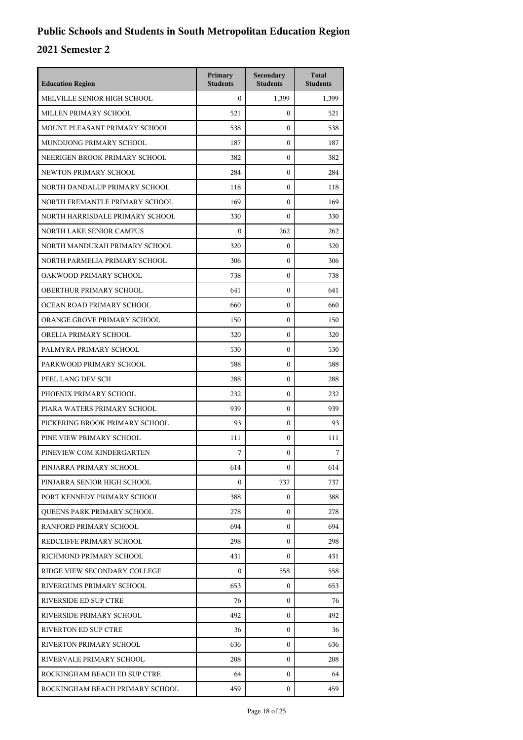# Public Schools and Students in South Metropolitan Education Region

## 2021 Semester 2

| Education Region | Primary Students | Secondary Students | Total Students |
|---|---|---|---|
| MELVILLE SENIOR HIGH SCHOOL | 0 | 1,399 | 1,399 |
| MILLEN PRIMARY SCHOOL | 521 | 0 | 521 |
| MOUNT PLEASANT PRIMARY SCHOOL | 538 | 0 | 538 |
| MUNDIJONG PRIMARY SCHOOL | 187 | 0 | 187 |
| NEERIGEN BROOK PRIMARY SCHOOL | 382 | 0 | 382 |
| NEWTON PRIMARY SCHOOL | 284 | 0 | 284 |
| NORTH DANDALUP PRIMARY SCHOOL | 118 | 0 | 118 |
| NORTH FREMANTLE PRIMARY SCHOOL | 169 | 0 | 169 |
| NORTH HARRISDALE PRIMARY SCHOOL | 330 | 0 | 330 |
| NORTH LAKE SENIOR CAMPUS | 0 | 262 | 262 |
| NORTH MANDURAH PRIMARY SCHOOL | 320 | 0 | 320 |
| NORTH PARMELIA PRIMARY SCHOOL | 306 | 0 | 306 |
| OAKWOOD PRIMARY SCHOOL | 738 | 0 | 738 |
| OBERTHUR PRIMARY SCHOOL | 641 | 0 | 641 |
| OCEAN ROAD PRIMARY SCHOOL | 660 | 0 | 660 |
| ORANGE GROVE PRIMARY SCHOOL | 150 | 0 | 150 |
| ORELIA PRIMARY SCHOOL | 320 | 0 | 320 |
| PALMYRA PRIMARY SCHOOL | 530 | 0 | 530 |
| PARKWOOD PRIMARY SCHOOL | 588 | 0 | 588 |
| PEEL LANG DEV SCH | 288 | 0 | 288 |
| PHOENIX PRIMARY SCHOOL | 232 | 0 | 232 |
| PIARA WATERS PRIMARY SCHOOL | 939 | 0 | 939 |
| PICKERING BROOK PRIMARY SCHOOL | 93 | 0 | 93 |
| PINE VIEW PRIMARY SCHOOL | 111 | 0 | 111 |
| PINEVIEW COM KINDERGARTEN | 7 | 0 | 7 |
| PINJARRA PRIMARY SCHOOL | 614 | 0 | 614 |
| PINJARRA SENIOR HIGH SCHOOL | 0 | 737 | 737 |
| PORT KENNEDY PRIMARY SCHOOL | 388 | 0 | 388 |
| QUEENS PARK PRIMARY SCHOOL | 278 | 0 | 278 |
| RANFORD PRIMARY SCHOOL | 694 | 0 | 694 |
| REDCLIFFE PRIMARY SCHOOL | 298 | 0 | 298 |
| RICHMOND PRIMARY SCHOOL | 431 | 0 | 431 |
| RIDGE VIEW SECONDARY COLLEGE | 0 | 558 | 558 |
| RIVERGUMS PRIMARY SCHOOL | 653 | 0 | 653 |
| RIVERSIDE ED SUP CTRE | 76 | 0 | 76 |
| RIVERSIDE PRIMARY SCHOOL | 492 | 0 | 492 |
| RIVERTON ED SUP CTRE | 36 | 0 | 36 |
| RIVERTON PRIMARY SCHOOL | 636 | 0 | 636 |
| RIVERVALE PRIMARY SCHOOL | 208 | 0 | 208 |
| ROCKINGHAM BEACH ED SUP CTRE | 64 | 0 | 64 |
| ROCKINGHAM BEACH PRIMARY SCHOOL | 459 | 0 | 459 |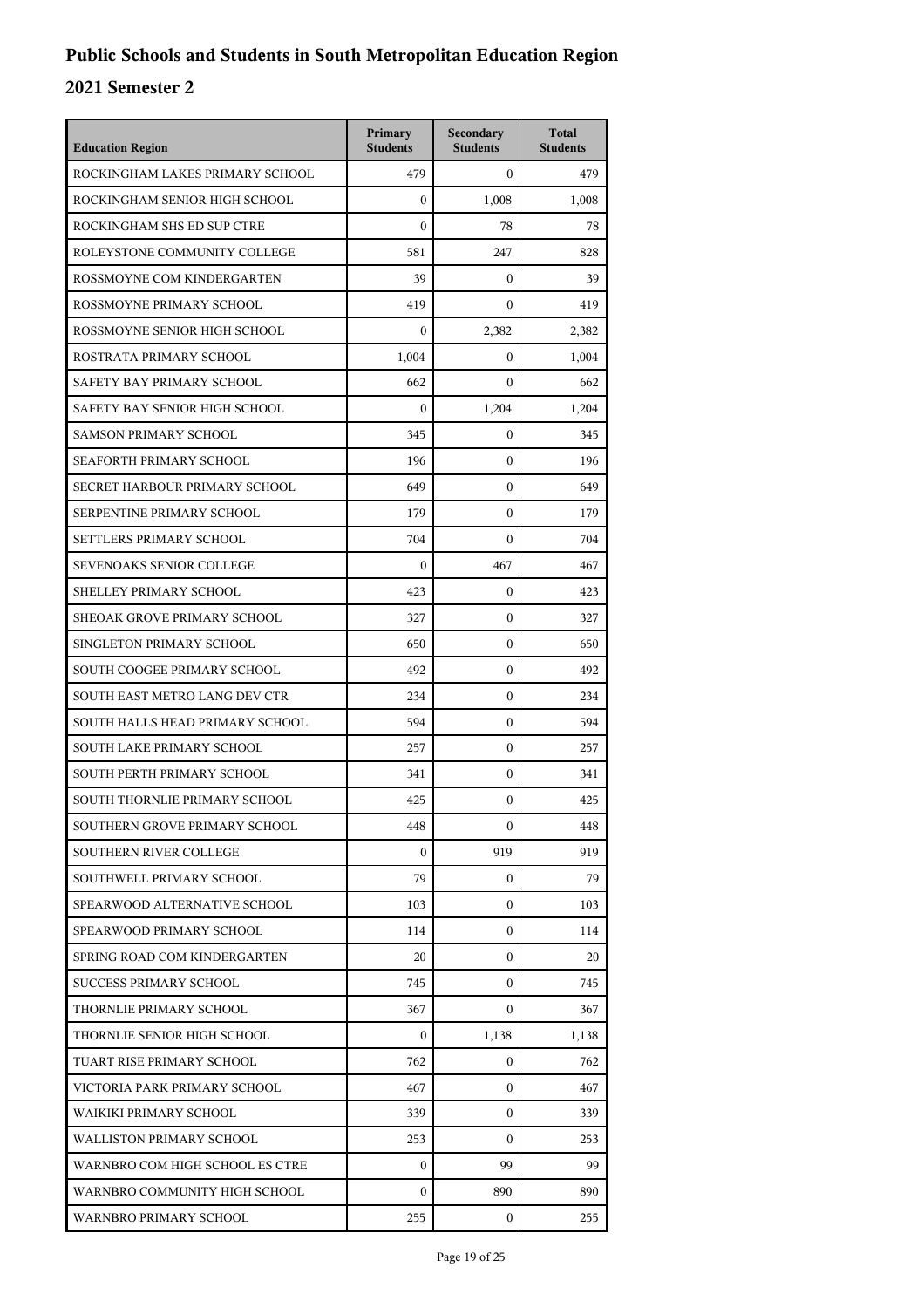# Public Schools and Students in South Metropolitan Education Region

## 2021 Semester 2

| Education Region | Primary Students | Secondary Students | Total Students |
|---|---|---|---|
| ROCKINGHAM LAKES PRIMARY SCHOOL | 479 | 0 | 479 |
| ROCKINGHAM SENIOR HIGH SCHOOL | 0 | 1,008 | 1,008 |
| ROCKINGHAM SHS ED SUP CTRE | 0 | 78 | 78 |
| ROLEYSTONE COMMUNITY COLLEGE | 581 | 247 | 828 |
| ROSSMOYNE COM KINDERGARTEN | 39 | 0 | 39 |
| ROSSMOYNE PRIMARY SCHOOL | 419 | 0 | 419 |
| ROSSMOYNE SENIOR HIGH SCHOOL | 0 | 2,382 | 2,382 |
| ROSTRATA PRIMARY SCHOOL | 1,004 | 0 | 1,004 |
| SAFETY BAY PRIMARY SCHOOL | 662 | 0 | 662 |
| SAFETY BAY SENIOR HIGH SCHOOL | 0 | 1,204 | 1,204 |
| SAMSON PRIMARY SCHOOL | 345 | 0 | 345 |
| SEAFORTH PRIMARY SCHOOL | 196 | 0 | 196 |
| SECRET HARBOUR PRIMARY SCHOOL | 649 | 0 | 649 |
| SERPENTINE PRIMARY SCHOOL | 179 | 0 | 179 |
| SETTLERS PRIMARY SCHOOL | 704 | 0 | 704 |
| SEVENOAKS SENIOR COLLEGE | 0 | 467 | 467 |
| SHELLEY PRIMARY SCHOOL | 423 | 0 | 423 |
| SHEOAK GROVE PRIMARY SCHOOL | 327 | 0 | 327 |
| SINGLETON PRIMARY SCHOOL | 650 | 0 | 650 |
| SOUTH COOGEE PRIMARY SCHOOL | 492 | 0 | 492 |
| SOUTH EAST METRO LANG DEV CTR | 234 | 0 | 234 |
| SOUTH HALLS HEAD PRIMARY SCHOOL | 594 | 0 | 594 |
| SOUTH LAKE PRIMARY SCHOOL | 257 | 0 | 257 |
| SOUTH PERTH PRIMARY SCHOOL | 341 | 0 | 341 |
| SOUTH THORNLIE PRIMARY SCHOOL | 425 | 0 | 425 |
| SOUTHERN GROVE PRIMARY SCHOOL | 448 | 0 | 448 |
| SOUTHERN RIVER COLLEGE | 0 | 919 | 919 |
| SOUTHWELL PRIMARY SCHOOL | 79 | 0 | 79 |
| SPEARWOOD ALTERNATIVE SCHOOL | 103 | 0 | 103 |
| SPEARWOOD PRIMARY SCHOOL | 114 | 0 | 114 |
| SPRING ROAD COM KINDERGARTEN | 20 | 0 | 20 |
| SUCCESS PRIMARY SCHOOL | 745 | 0 | 745 |
| THORNLIE PRIMARY SCHOOL | 367 | 0 | 367 |
| THORNLIE SENIOR HIGH SCHOOL | 0 | 1,138 | 1,138 |
| TUART RISE PRIMARY SCHOOL | 762 | 0 | 762 |
| VICTORIA PARK PRIMARY SCHOOL | 467 | 0 | 467 |
| WAIKIKI PRIMARY SCHOOL | 339 | 0 | 339 |
| WALLISTON PRIMARY SCHOOL | 253 | 0 | 253 |
| WARNBRO COM HIGH SCHOOL ES CTRE | 0 | 99 | 99 |
| WARNBRO COMMUNITY HIGH SCHOOL | 0 | 890 | 890 |
| WARNBRO PRIMARY SCHOOL | 255 | 0 | 255 |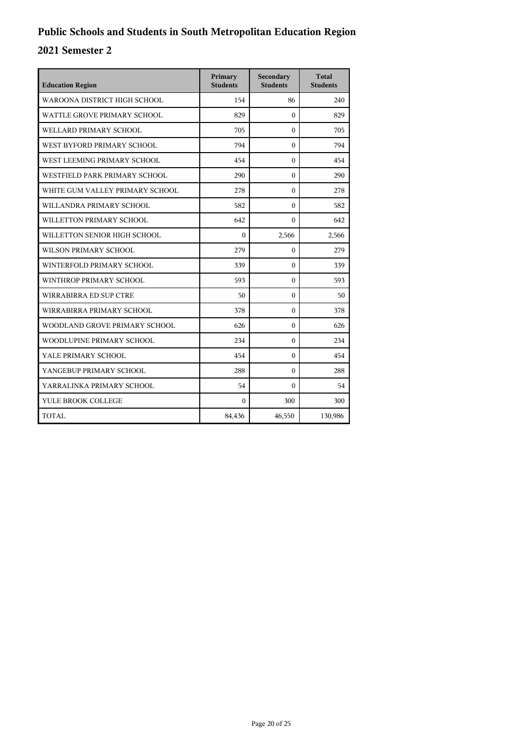# Public Schools and Students in South Metropolitan Education Region

## 2021 Semester 2

| Education Region | Primary Students | Secondary Students | Total Students |
|---|---|---|---|
| WAROONA DISTRICT HIGH SCHOOL | 154 | 86 | 240 |
| WATTLE GROVE PRIMARY SCHOOL | 829 | 0 | 829 |
| WELLARD PRIMARY SCHOOL | 705 | 0 | 705 |
| WEST BYFORD PRIMARY SCHOOL | 794 | 0 | 794 |
| WEST LEEMING PRIMARY SCHOOL | 454 | 0 | 454 |
| WESTFIELD PARK PRIMARY SCHOOL | 290 | 0 | 290 |
| WHITE GUM VALLEY PRIMARY SCHOOL | 278 | 0 | 278 |
| WILLANDRA PRIMARY SCHOOL | 582 | 0 | 582 |
| WILLETTON PRIMARY SCHOOL | 642 | 0 | 642 |
| WILLETTON SENIOR HIGH SCHOOL | 0 | 2,566 | 2,566 |
| WILSON PRIMARY SCHOOL | 279 | 0 | 279 |
| WINTERFOLD PRIMARY SCHOOL | 339 | 0 | 339 |
| WINTHROP PRIMARY SCHOOL | 593 | 0 | 593 |
| WIRRABIRRA ED SUP CTRE | 50 | 0 | 50 |
| WIRRABIRRA PRIMARY SCHOOL | 378 | 0 | 378 |
| WOODLAND GROVE PRIMARY SCHOOL | 626 | 0 | 626 |
| WOODLUPINE PRIMARY SCHOOL | 234 | 0 | 234 |
| YALE PRIMARY SCHOOL | 454 | 0 | 454 |
| YANGEBUP PRIMARY SCHOOL | 288 | 0 | 288 |
| YARRALINKA PRIMARY SCHOOL | 54 | 0 | 54 |
| YULE BROOK COLLEGE | 0 | 300 | 300 |
| TOTAL | 84,436 | 46,550 | 130,986 |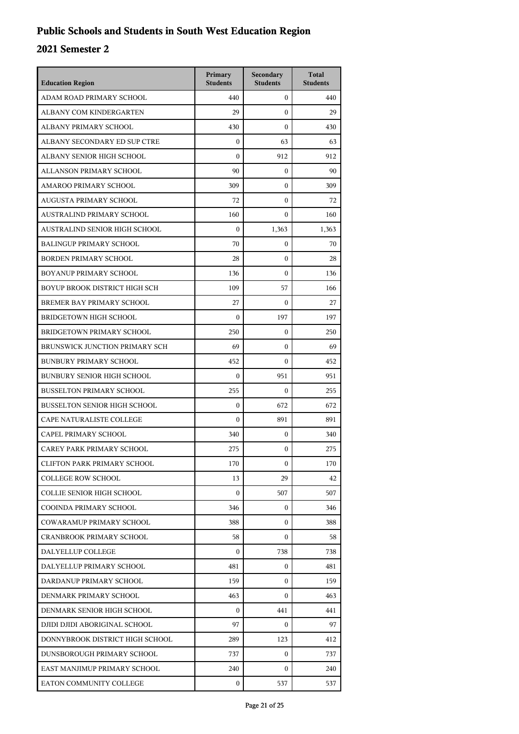# Public Schools and Students in South West Education Region

## 2021 Semester 2

| Education Region | Primary Students | Secondary Students | Total Students |
|---|---|---|---|
| ADAM ROAD PRIMARY SCHOOL | 440 | 0 | 440 |
| ALBANY COM KINDERGARTEN | 29 | 0 | 29 |
| ALBANY PRIMARY SCHOOL | 430 | 0 | 430 |
| ALBANY SECONDARY ED SUP CTRE | 0 | 63 | 63 |
| ALBANY SENIOR HIGH SCHOOL | 0 | 912 | 912 |
| ALLANSON PRIMARY SCHOOL | 90 | 0 | 90 |
| AMAROO PRIMARY SCHOOL | 309 | 0 | 309 |
| AUGUSTA PRIMARY SCHOOL | 72 | 0 | 72 |
| AUSTRALIND PRIMARY SCHOOL | 160 | 0 | 160 |
| AUSTRALIND SENIOR HIGH SCHOOL | 0 | 1,363 | 1,363 |
| BALINGUP PRIMARY SCHOOL | 70 | 0 | 70 |
| BORDEN PRIMARY SCHOOL | 28 | 0 | 28 |
| BOYANUP PRIMARY SCHOOL | 136 | 0 | 136 |
| BOYUP BROOK DISTRICT HIGH SCH | 109 | 57 | 166 |
| BREMER BAY PRIMARY SCHOOL | 27 | 0 | 27 |
| BRIDGETOWN HIGH SCHOOL | 0 | 197 | 197 |
| BRIDGETOWN PRIMARY SCHOOL | 250 | 0 | 250 |
| BRUNSWICK JUNCTION PRIMARY SCH | 69 | 0 | 69 |
| BUNBURY PRIMARY SCHOOL | 452 | 0 | 452 |
| BUNBURY SENIOR HIGH SCHOOL | 0 | 951 | 951 |
| BUSSELTON PRIMARY SCHOOL | 255 | 0 | 255 |
| BUSSELTON SENIOR HIGH SCHOOL | 0 | 672 | 672 |
| CAPE NATURALISTE COLLEGE | 0 | 891 | 891 |
| CAPEL PRIMARY SCHOOL | 340 | 0 | 340 |
| CAREY PARK PRIMARY SCHOOL | 275 | 0 | 275 |
| CLIFTON PARK PRIMARY SCHOOL | 170 | 0 | 170 |
| COLLEGE ROW SCHOOL | 13 | 29 | 42 |
| COLLIE SENIOR HIGH SCHOOL | 0 | 507 | 507 |
| COOINDA PRIMARY SCHOOL | 346 | 0 | 346 |
| COWARAMUP PRIMARY SCHOOL | 388 | 0 | 388 |
| CRANBROOK PRIMARY SCHOOL | 58 | 0 | 58 |
| DALYELLUP COLLEGE | 0 | 738 | 738 |
| DALYELLUP PRIMARY SCHOOL | 481 | 0 | 481 |
| DARDANUP PRIMARY SCHOOL | 159 | 0 | 159 |
| DENMARK PRIMARY SCHOOL | 463 | 0 | 463 |
| DENMARK SENIOR HIGH SCHOOL | 0 | 441 | 441 |
| DJIDI DJIDI ABORIGINAL SCHOOL | 97 | 0 | 97 |
| DONNYBROOK DISTRICT HIGH SCHOOL | 289 | 123 | 412 |
| DUNSBOROUGH PRIMARY SCHOOL | 737 | 0 | 737 |
| EAST MANJIMUP PRIMARY SCHOOL | 240 | 0 | 240 |
| EATON COMMUNITY COLLEGE | 0 | 537 | 537 |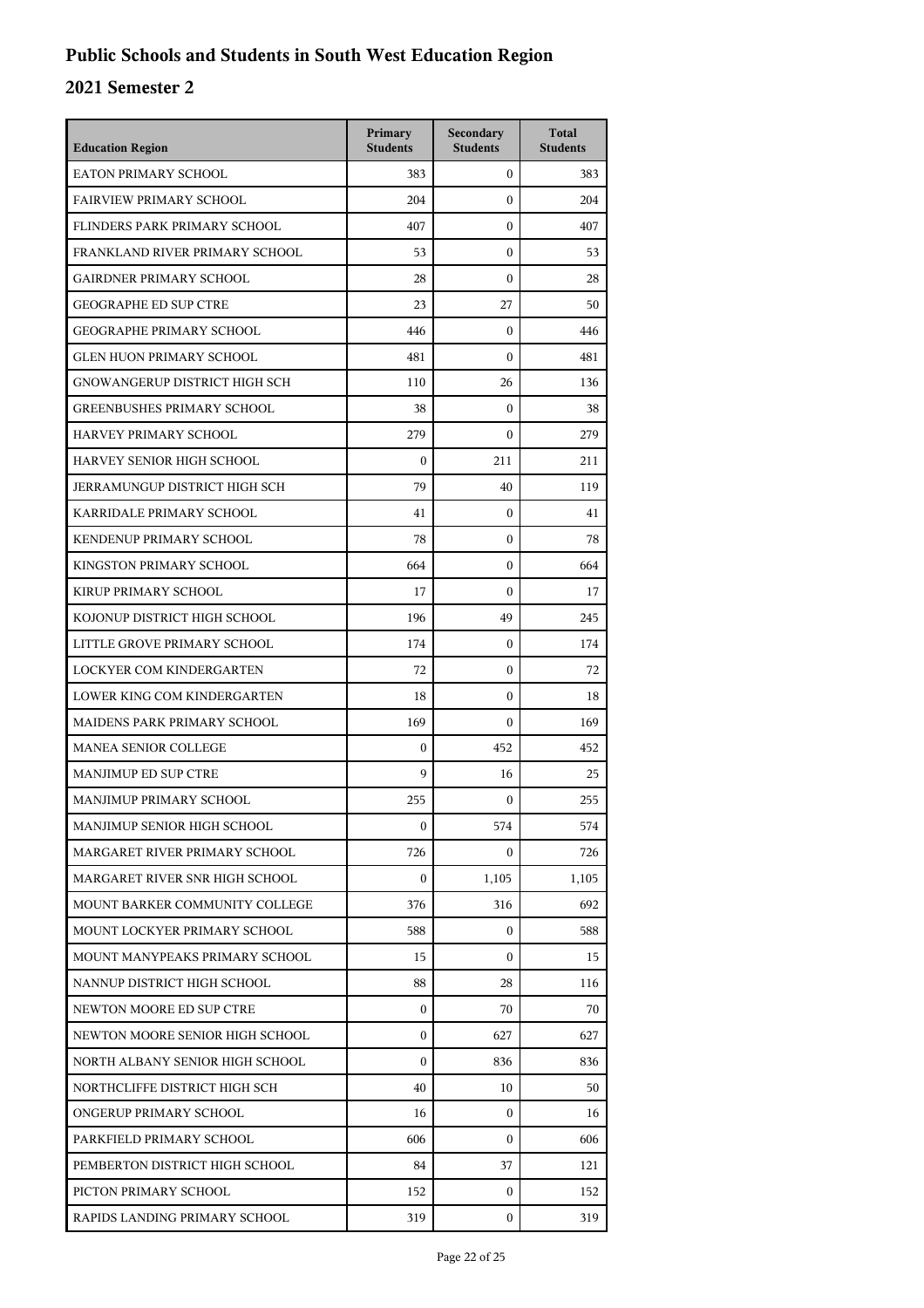# Public Schools and Students in South West Education Region

## 2021 Semester 2

| Education Region | Primary Students | Secondary Students | Total Students |
|---|---|---|---|
| EATON PRIMARY SCHOOL | 383 | 0 | 383 |
| FAIRVIEW PRIMARY SCHOOL | 204 | 0 | 204 |
| FLINDERS PARK PRIMARY SCHOOL | 407 | 0 | 407 |
| FRANKLAND RIVER PRIMARY SCHOOL | 53 | 0 | 53 |
| GAIRDNER PRIMARY SCHOOL | 28 | 0 | 28 |
| GEOGRAPHE ED SUP CTRE | 23 | 27 | 50 |
| GEOGRAPHE PRIMARY SCHOOL | 446 | 0 | 446 |
| GLEN HUON PRIMARY SCHOOL | 481 | 0 | 481 |
| GNOWANGERUP DISTRICT HIGH SCH | 110 | 26 | 136 |
| GREENBUSHES PRIMARY SCHOOL | 38 | 0 | 38 |
| HARVEY PRIMARY SCHOOL | 279 | 0 | 279 |
| HARVEY SENIOR HIGH SCHOOL | 0 | 211 | 211 |
| JERRAMUNGUP DISTRICT HIGH SCH | 79 | 40 | 119 |
| KARRIDALE PRIMARY SCHOOL | 41 | 0 | 41 |
| KENDENUP PRIMARY SCHOOL | 78 | 0 | 78 |
| KINGSTON PRIMARY SCHOOL | 664 | 0 | 664 |
| KIRUP PRIMARY SCHOOL | 17 | 0 | 17 |
| KOJONUP DISTRICT HIGH SCHOOL | 196 | 49 | 245 |
| LITTLE GROVE PRIMARY SCHOOL | 174 | 0 | 174 |
| LOCKYER COM KINDERGARTEN | 72 | 0 | 72 |
| LOWER KING COM KINDERGARTEN | 18 | 0 | 18 |
| MAIDENS PARK PRIMARY SCHOOL | 169 | 0 | 169 |
| MANEA SENIOR COLLEGE | 0 | 452 | 452 |
| MANJIMUP ED SUP CTRE | 9 | 16 | 25 |
| MANJIMUP PRIMARY SCHOOL | 255 | 0 | 255 |
| MANJIMUP SENIOR HIGH SCHOOL | 0 | 574 | 574 |
| MARGARET RIVER PRIMARY SCHOOL | 726 | 0 | 726 |
| MARGARET RIVER SNR HIGH SCHOOL | 0 | 1,105 | 1,105 |
| MOUNT BARKER COMMUNITY COLLEGE | 376 | 316 | 692 |
| MOUNT LOCKYER PRIMARY SCHOOL | 588 | 0 | 588 |
| MOUNT MANYPEAKS PRIMARY SCHOOL | 15 | 0 | 15 |
| NANNUP DISTRICT HIGH SCHOOL | 88 | 28 | 116 |
| NEWTON MOORE ED SUP CTRE | 0 | 70 | 70 |
| NEWTON MOORE SENIOR HIGH SCHOOL | 0 | 627 | 627 |
| NORTH ALBANY SENIOR HIGH SCHOOL | 0 | 836 | 836 |
| NORTHCLIFFE DISTRICT HIGH SCH | 40 | 10 | 50 |
| ONGERUP PRIMARY SCHOOL | 16 | 0 | 16 |
| PARKFIELD PRIMARY SCHOOL | 606 | 0 | 606 |
| PEMBERTON DISTRICT HIGH SCHOOL | 84 | 37 | 121 |
| PICTON PRIMARY SCHOOL | 152 | 0 | 152 |
| RAPIDS LANDING PRIMARY SCHOOL | 319 | 0 | 319 |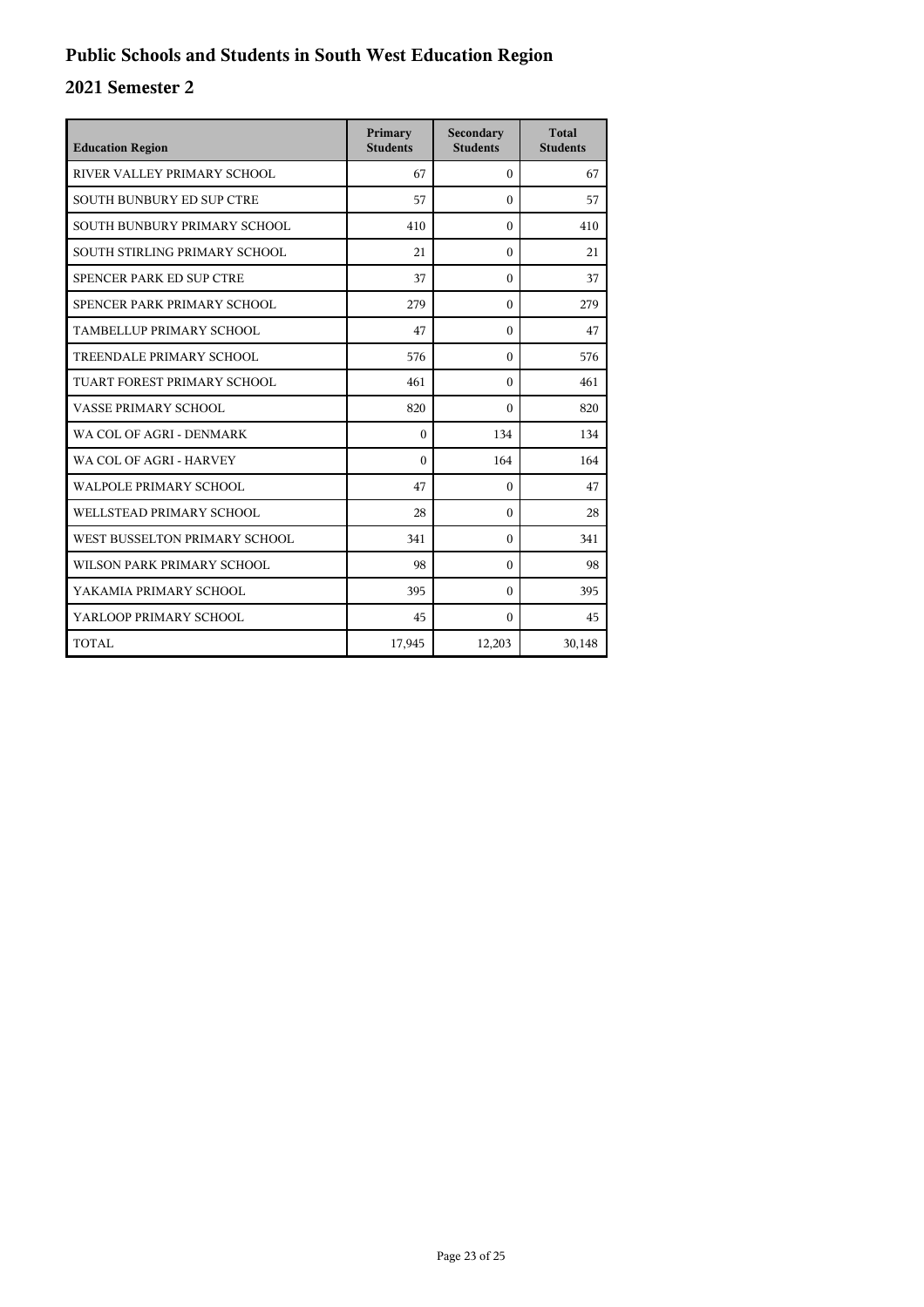# Public Schools and Students in South West Education Region

## 2021 Semester 2

| Education Region | Primary Students | Secondary Students | Total Students |
|---|---|---|---|
| RIVER VALLEY PRIMARY SCHOOL | 67 | 0 | 67 |
| SOUTH BUNBURY ED SUP CTRE | 57 | 0 | 57 |
| SOUTH BUNBURY PRIMARY SCHOOL | 410 | 0 | 410 |
| SOUTH STIRLING PRIMARY SCHOOL | 21 | 0 | 21 |
| SPENCER PARK ED SUP CTRE | 37 | 0 | 37 |
| SPENCER PARK PRIMARY SCHOOL | 279 | 0 | 279 |
| TAMBELLUP PRIMARY SCHOOL | 47 | 0 | 47 |
| TREENDALE PRIMARY SCHOOL | 576 | 0 | 576 |
| TUART FOREST PRIMARY SCHOOL | 461 | 0 | 461 |
| VASSE PRIMARY SCHOOL | 820 | 0 | 820 |
| WA COL OF AGRI - DENMARK | 0 | 134 | 134 |
| WA COL OF AGRI - HARVEY | 0 | 164 | 164 |
| WALPOLE PRIMARY SCHOOL | 47 | 0 | 47 |
| WELLSTEAD PRIMARY SCHOOL | 28 | 0 | 28 |
| WEST BUSSELTON PRIMARY SCHOOL | 341 | 0 | 341 |
| WILSON PARK PRIMARY SCHOOL | 98 | 0 | 98 |
| YAKAMIA PRIMARY SCHOOL | 395 | 0 | 395 |
| YARLOOP PRIMARY SCHOOL | 45 | 0 | 45 |
| TOTAL | 17,945 | 12,203 | 30,148 |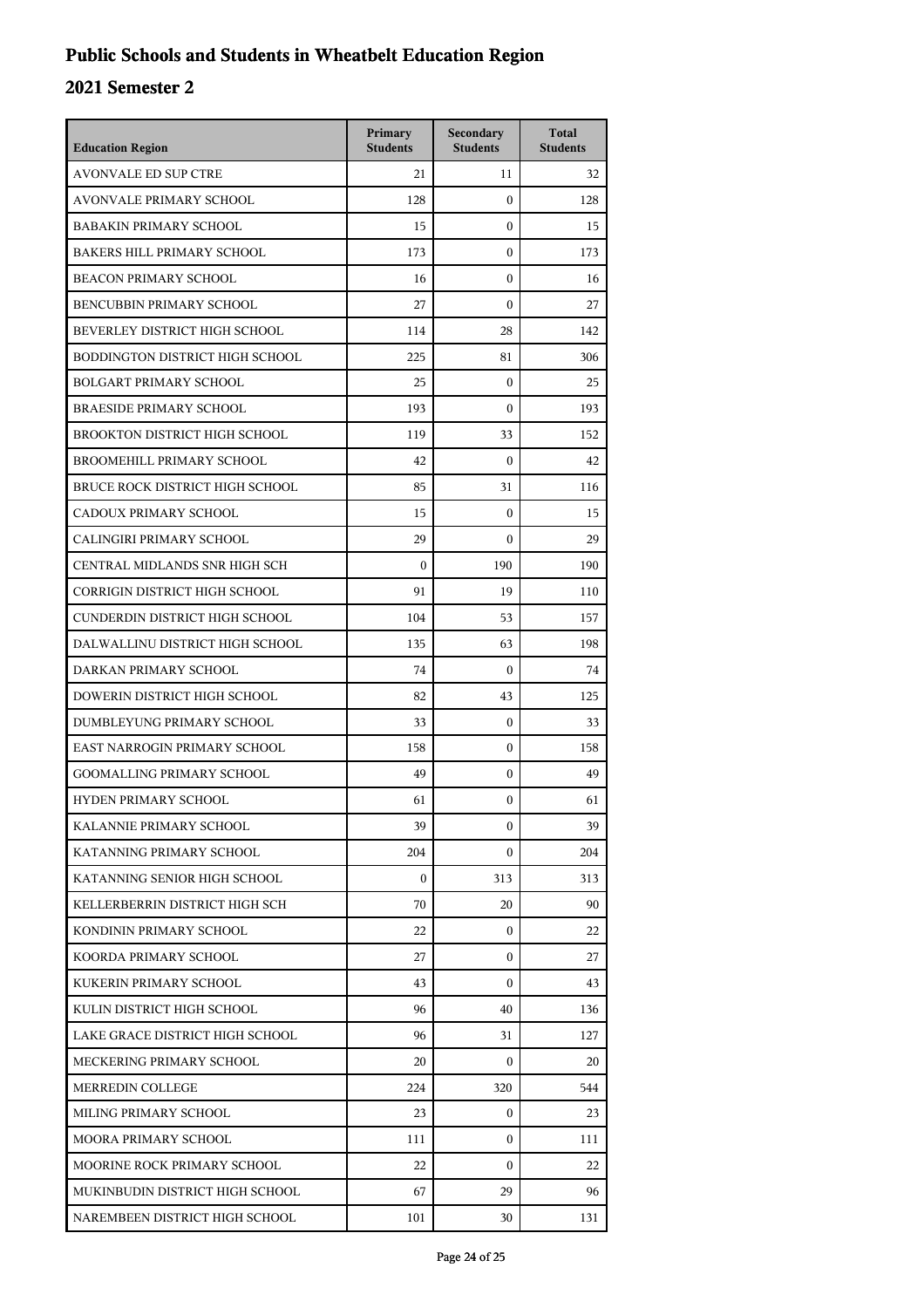# Public Schools and Students in Wheatbelt Education Region

## 2021 Semester 2

| Education Region | Primary Students | Secondary Students | Total Students |
|---|---|---|---|
| AVONVALE ED SUP CTRE | 21 | 11 | 32 |
| AVONVALE PRIMARY SCHOOL | 128 | 0 | 128 |
| BABAKIN PRIMARY SCHOOL | 15 | 0 | 15 |
| BAKERS HILL PRIMARY SCHOOL | 173 | 0 | 173 |
| BEACON PRIMARY SCHOOL | 16 | 0 | 16 |
| BENCUBBIN PRIMARY SCHOOL | 27 | 0 | 27 |
| BEVERLEY DISTRICT HIGH SCHOOL | 114 | 28 | 142 |
| BODDINGTON DISTRICT HIGH SCHOOL | 225 | 81 | 306 |
| BOLGART PRIMARY SCHOOL | 25 | 0 | 25 |
| BRAESIDE PRIMARY SCHOOL | 193 | 0 | 193 |
| BROOKTON DISTRICT HIGH SCHOOL | 119 | 33 | 152 |
| BROOMEHILL PRIMARY SCHOOL | 42 | 0 | 42 |
| BRUCE ROCK DISTRICT HIGH SCHOOL | 85 | 31 | 116 |
| CADOUX PRIMARY SCHOOL | 15 | 0 | 15 |
| CALINGIRI PRIMARY SCHOOL | 29 | 0 | 29 |
| CENTRAL MIDLANDS SNR HIGH SCH | 0 | 190 | 190 |
| CORRIGIN DISTRICT HIGH SCHOOL | 91 | 19 | 110 |
| CUNDERDIN DISTRICT HIGH SCHOOL | 104 | 53 | 157 |
| DALWALLINU DISTRICT HIGH SCHOOL | 135 | 63 | 198 |
| DARKAN PRIMARY SCHOOL | 74 | 0 | 74 |
| DOWERIN DISTRICT HIGH SCHOOL | 82 | 43 | 125 |
| DUMBLEYUNG PRIMARY SCHOOL | 33 | 0 | 33 |
| EAST NARROGIN PRIMARY SCHOOL | 158 | 0 | 158 |
| GOOMALLING PRIMARY SCHOOL | 49 | 0 | 49 |
| HYDEN PRIMARY SCHOOL | 61 | 0 | 61 |
| KALANNIE PRIMARY SCHOOL | 39 | 0 | 39 |
| KATANNING PRIMARY SCHOOL | 204 | 0 | 204 |
| KATANNING SENIOR HIGH SCHOOL | 0 | 313 | 313 |
| KELLERBERRIN DISTRICT HIGH SCH | 70 | 20 | 90 |
| KONDININ PRIMARY SCHOOL | 22 | 0 | 22 |
| KOORDA PRIMARY SCHOOL | 27 | 0 | 27 |
| KUKERIN PRIMARY SCHOOL | 43 | 0 | 43 |
| KULIN DISTRICT HIGH SCHOOL | 96 | 40 | 136 |
| LAKE GRACE DISTRICT HIGH SCHOOL | 96 | 31 | 127 |
| MECKERING PRIMARY SCHOOL | 20 | 0 | 20 |
| MERREDIN COLLEGE | 224 | 320 | 544 |
| MILING PRIMARY SCHOOL | 23 | 0 | 23 |
| MOORA PRIMARY SCHOOL | 111 | 0 | 111 |
| MOORINE ROCK PRIMARY SCHOOL | 22 | 0 | 22 |
| MUKINBUDIN DISTRICT HIGH SCHOOL | 67 | 29 | 96 |
| NAREMBEEN DISTRICT HIGH SCHOOL | 101 | 30 | 131 |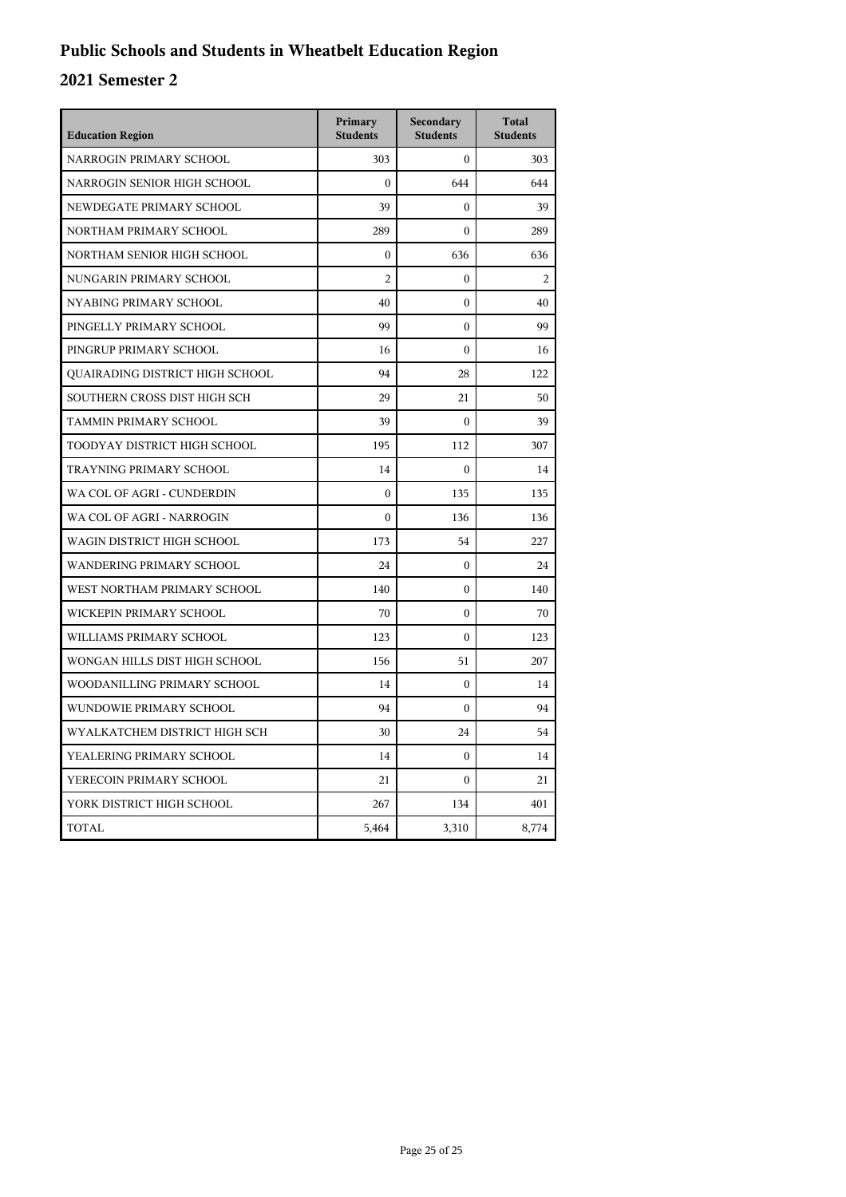# Public Schools and Students in Wheatbelt Education Region

## 2021 Semester 2

| Education Region | Primary Students | Secondary Students | Total Students |
|---|---|---|---|
| NARROGIN PRIMARY SCHOOL | 303 | 0 | 303 |
| NARROGIN SENIOR HIGH SCHOOL | 0 | 644 | 644 |
| NEWDEGATE PRIMARY SCHOOL | 39 | 0 | 39 |
| NORTHAM PRIMARY SCHOOL | 289 | 0 | 289 |
| NORTHAM SENIOR HIGH SCHOOL | 0 | 636 | 636 |
| NUNGARIN PRIMARY SCHOOL | 2 | 0 | 2 |
| NYABING PRIMARY SCHOOL | 40 | 0 | 40 |
| PINGELLY PRIMARY SCHOOL | 99 | 0 | 99 |
| PINGRUP PRIMARY SCHOOL | 16 | 0 | 16 |
| QUAIRADING DISTRICT HIGH SCHOOL | 94 | 28 | 122 |
| SOUTHERN CROSS DIST HIGH SCH | 29 | 21 | 50 |
| TAMMIN PRIMARY SCHOOL | 39 | 0 | 39 |
| TOODYAY DISTRICT HIGH SCHOOL | 195 | 112 | 307 |
| TRAYNING PRIMARY SCHOOL | 14 | 0 | 14 |
| WA COL OF AGRI - CUNDERDIN | 0 | 135 | 135 |
| WA COL OF AGRI - NARROGIN | 0 | 136 | 136 |
| WAGIN DISTRICT HIGH SCHOOL | 173 | 54 | 227 |
| WANDERING PRIMARY SCHOOL | 24 | 0 | 24 |
| WEST NORTHAM PRIMARY SCHOOL | 140 | 0 | 140 |
| WICKEPIN PRIMARY SCHOOL | 70 | 0 | 70 |
| WILLIAMS PRIMARY SCHOOL | 123 | 0 | 123 |
| WONGAN HILLS DIST HIGH SCHOOL | 156 | 51 | 207 |
| WOODANILLING PRIMARY SCHOOL | 14 | 0 | 14 |
| WUNDOWIE PRIMARY SCHOOL | 94 | 0 | 94 |
| WYALKATCHEM DISTRICT HIGH SCH | 30 | 24 | 54 |
| YEALERING PRIMARY SCHOOL | 14 | 0 | 14 |
| YERECOIN PRIMARY SCHOOL | 21 | 0 | 21 |
| YORK DISTRICT HIGH SCHOOL | 267 | 134 | 401 |
| TOTAL | 5,464 | 3,310 | 8,774 |